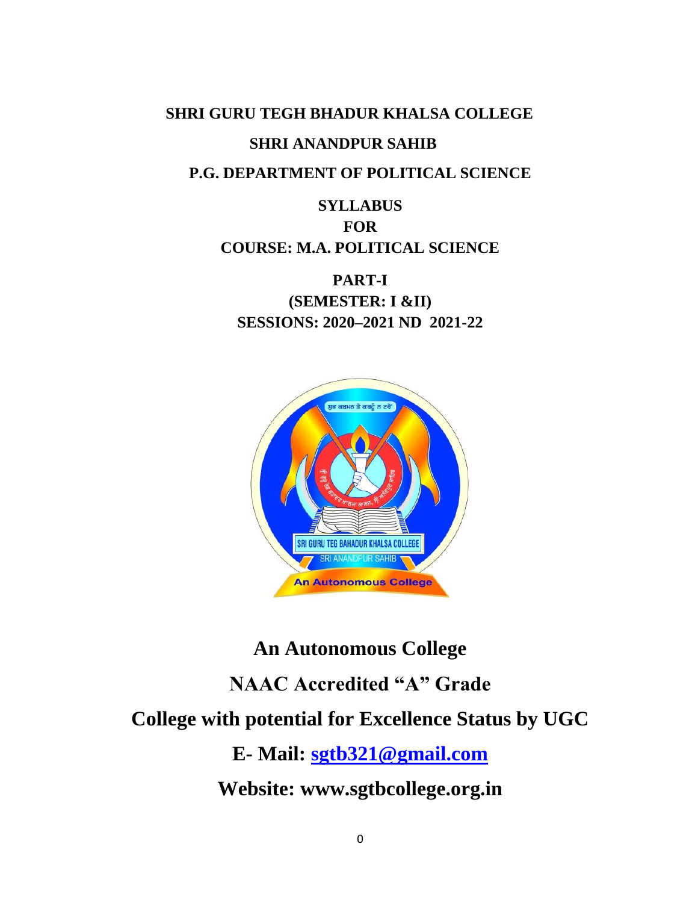**SHRI GURU TEGH BHADUR KHALSA COLLEGE**

**SHRI ANANDPUR SAHIB**

**P.G. DEPARTMENT OF POLITICAL SCIENCE**

**SYLLABUS**

**FOR**

**COURSE: M.A. POLITICAL SCIENCE**

**PART-I**

**(SEMESTER: I &II)**

**SESSIONS: 2020–2021 ND 2021-22**

# An Autonomous College

## NAAC Accredited "A" Grade

## College with potential for Excellence Status by UGC

## E- Mail: sgtb321@gmail.com

## Website: www.sgtbcollege.org.in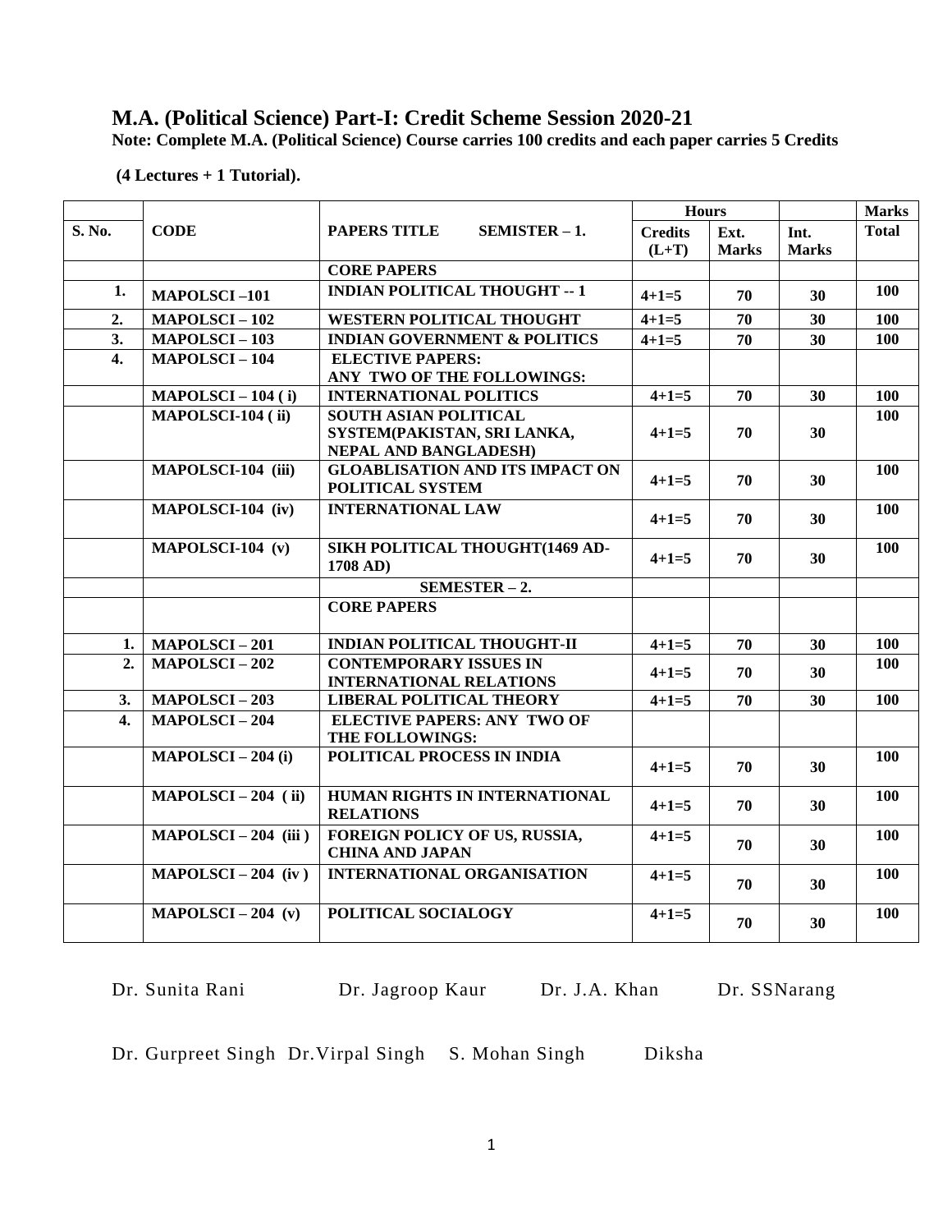# M.A. (Political Science) Part-I: Credit Scheme Session 2020-21

**Note: Complete M.A. (Political Science) Course carries 100 credits and each paper carries 5 Credits**

**(4 Lectures + 1 Tutorial).**

| S. No. | CODE | PAPERS TITLE SEMISTER – 1. | Hours Credits (L+T) | Ext. Marks | Int. Marks | Marks Total |
|---|---|---|---|---|---|---|
| | | **CORE PAPERS** | | | | |
| 1. | MAPOLSCI –101 | INDIAN POLITICAL THOUGHT -- 1 | 4+1=5 | 70 | 30 | 100 |
| 2. | MAPOLSCI – 102 | WESTERN POLITICAL THOUGHT | 4+1=5 | 70 | 30 | 100 |
| 3. | MAPOLSCI – 103 | INDIAN GOVERNMENT & POLITICS | 4+1=5 | 70 | 30 | 100 |
| 4. | MAPOLSCI – 104 | ELECTIVE PAPERS: ANY TWO OF THE FOLLOWINGS: | | | | |
| | MAPOLSCI – 104 ( i) | INTERNATIONAL POLITICS | 4+1=5 | 70 | 30 | 100 |
| | MAPOLSCI-104 ( ii) | SOUTH ASIAN POLITICAL SYSTEM(PAKISTAN, SRI LANKA, NEPAL AND BANGLADESH) | 4+1=5 | 70 | 30 | 100 |
| | MAPOLSCI-104 (iii) | GLOABLISATION AND ITS IMPACT ON POLITICAL SYSTEM | 4+1=5 | 70 | 30 | 100 |
| | MAPOLSCI-104 (iv) | INTERNATIONAL LAW | 4+1=5 | 70 | 30 | 100 |
| | MAPOLSCI-104 (v) | SIKH POLITICAL THOUGHT(1469 AD-1708 AD) | 4+1=5 | 70 | 30 | 100 |
| | | **SEMESTER – 2.** | | | | |
| | | **CORE PAPERS** | | | | |
| 1. | MAPOLSCI – 201 | INDIAN POLITICAL THOUGHT-II | 4+1=5 | 70 | 30 | 100 |
| 2. | MAPOLSCI – 202 | CONTEMPORARY ISSUES IN INTERNATIONAL RELATIONS | 4+1=5 | 70 | 30 | 100 |
| 3. | MAPOLSCI – 203 | LIBERAL POLITICAL THEORY | 4+1=5 | 70 | 30 | 100 |
| 4. | MAPOLSCI – 204 | ELECTIVE PAPERS: ANY TWO OF THE FOLLOWINGS: | | | | |
| | MAPOLSCI – 204 (i) | POLITICAL PROCESS IN INDIA | 4+1=5 | 70 | 30 | 100 |
| | MAPOLSCI – 204 ( ii) | HUMAN RIGHTS IN INTERNATIONAL RELATIONS | 4+1=5 | 70 | 30 | 100 |
| | MAPOLSCI – 204 (iii ) | FOREIGN POLICY OF US, RUSSIA, CHINA AND JAPAN | 4+1=5 | 70 | 30 | 100 |
| | MAPOLSCI – 204 (iv ) | INTERNATIONAL ORGANISATION | 4+1=5 | 70 | 30 | 100 |
| | MAPOLSCI – 204 (v) | POLITICAL SOCIALOGY | 4+1=5 | 70 | 30 | 100 |

Dr. Sunita Rani Dr. Jagroop Kaur Dr. J.A. Khan Dr. SSNarang

Dr. Gurpreet Singh Dr.Virpal Singh S. Mohan Singh Diksha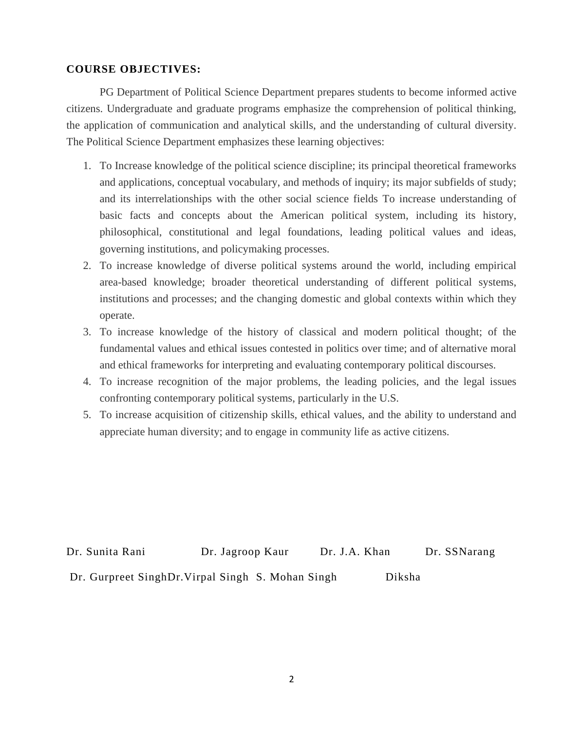**COURSE OBJECTIVES:**

PG Department of Political Science Department prepares students to become informed active citizens. Undergraduate and graduate programs emphasize the comprehension of political thinking, the application of communication and analytical skills, and the understanding of cultural diversity. The Political Science Department emphasizes these learning objectives:

1. To Increase knowledge of the political science discipline; its principal theoretical frameworks and applications, conceptual vocabulary, and methods of inquiry; its major subfields of study; and its interrelationships with the other social science fields To increase understanding of basic facts and concepts about the American political system, including its history, philosophical, constitutional and legal foundations, leading political values and ideas, governing institutions, and policymaking processes.
2. To increase knowledge of diverse political systems around the world, including empirical area-based knowledge; broader theoretical understanding of different political systems, institutions and processes; and the changing domestic and global contexts within which they operate.
3. To increase knowledge of the history of classical and modern political thought; of the fundamental values and ethical issues contested in politics over time; and of alternative moral and ethical frameworks for interpreting and evaluating contemporary political discourses.
4. To increase recognition of the major problems, the leading policies, and the legal issues confronting contemporary political systems, particularly in the U.S.
5. To increase acquisition of citizenship skills, ethical values, and the ability to understand and appreciate human diversity; and to engage in community life as active citizens.

Dr. Sunita Rani Dr. Jagroop Kaur Dr. J.A. Khan Dr. SSNarang

Dr. Gurpreet SinghDr.Virpal Singh S. Mohan Singh Diksha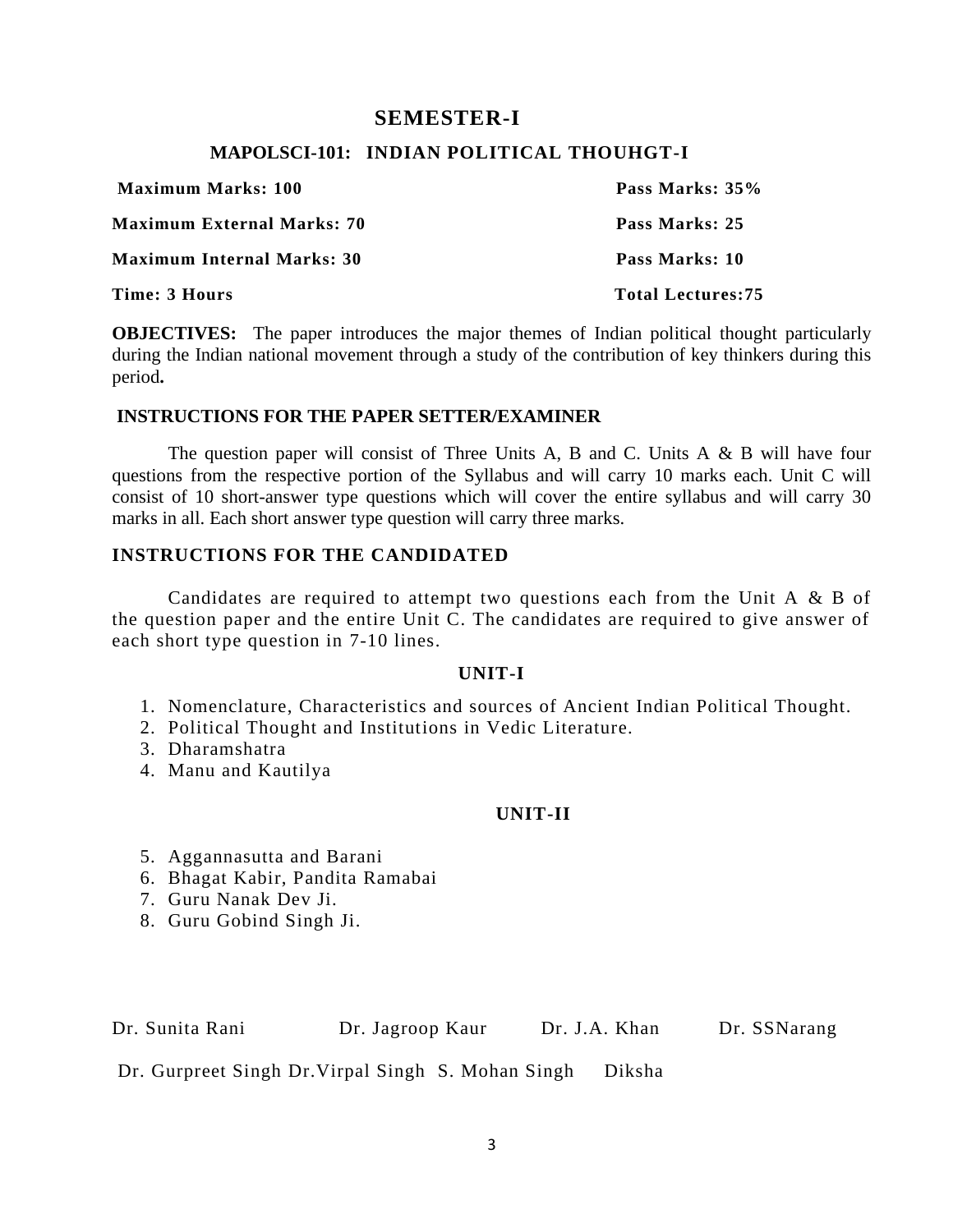## SEMESTER-I

### MAPOLSCI-101: INDIAN POLITICAL THOUHGT-I

| | |
|---|---|
| **Maximum Marks: 100** | **Pass Marks: 35%** |
| **Maximum External Marks: 70** | **Pass Marks: 25** |
| **Maximum Internal Marks: 30** | **Pass Marks: 10** |
| **Time: 3 Hours** | **Total Lectures:75** |

**OBJECTIVES:** The paper introduces the major themes of Indian political thought particularly during the Indian national movement through a study of the contribution of key thinkers during this period**.**

**INSTRUCTIONS FOR THE PAPER SETTER/EXAMINER**

The question paper will consist of Three Units A, B and C. Units A & B will have four questions from the respective portion of the Syllabus and will carry 10 marks each. Unit C will consist of 10 short-answer type questions which will cover the entire syllabus and will carry 30 marks in all. Each short answer type question will carry three marks.

**INSTRUCTIONS FOR THE CANDIDATED**

Candidates are required to attempt two questions each from the Unit A & B of the question paper and the entire Unit C. The candidates are required to give answer of each short type question in 7-10 lines.

**UNIT-I**

1. Nomenclature, Characteristics and sources of Ancient Indian Political Thought.
2. Political Thought and Institutions in Vedic Literature.
3. Dharamshatra
4. Manu and Kautilya

**UNIT-II**

5. Aggannasutta and Barani
6. Bhagat Kabir, Pandita Ramabai
7. Guru Nanak Dev Ji.
8. Guru Gobind Singh Ji.

Dr. Sunita Rani Dr. Jagroop Kaur Dr. J.A. Khan Dr. SSNarang

Dr. Gurpreet Singh Dr.Virpal Singh S. Mohan Singh Diksha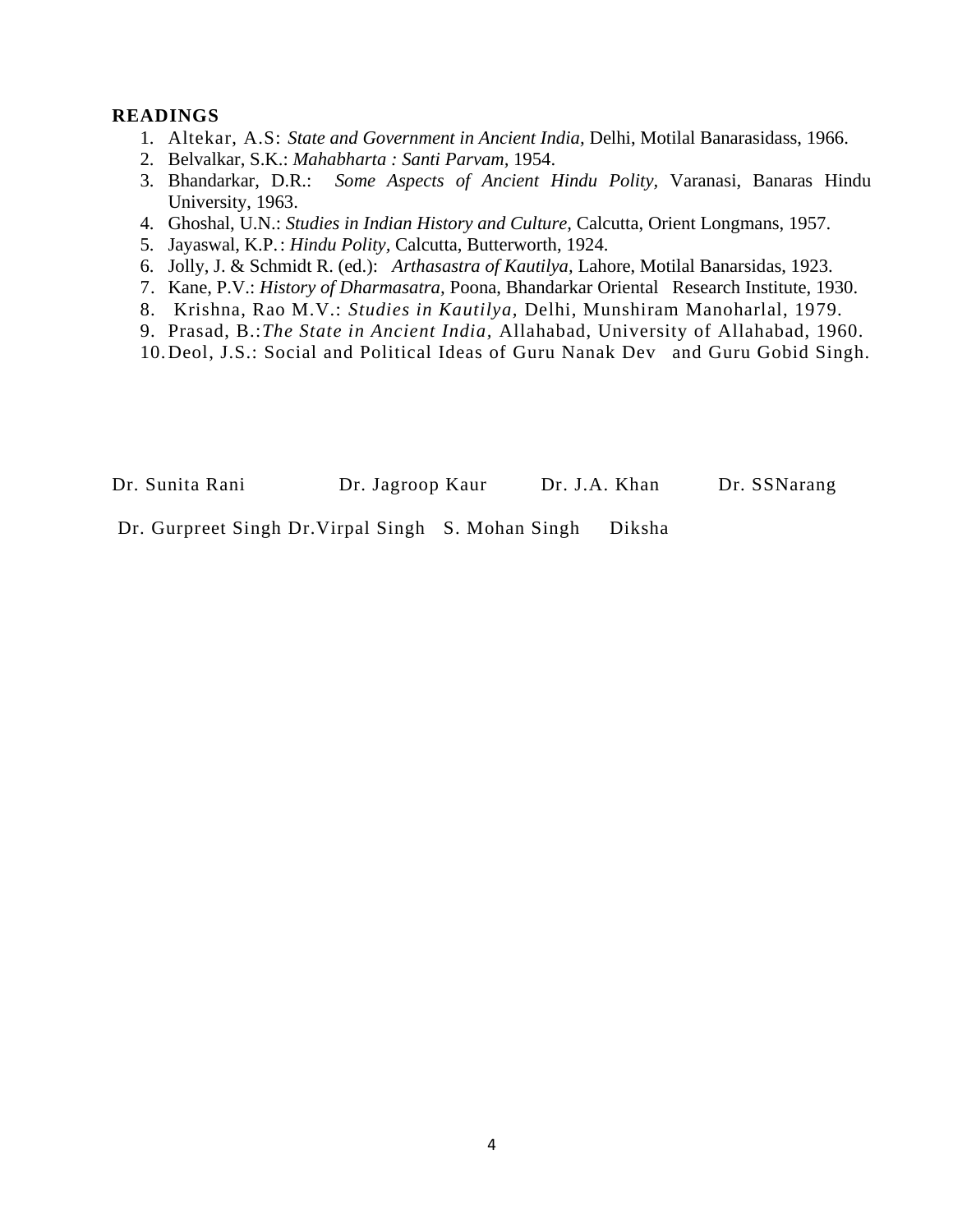**READINGS**

1. Altekar, A.S: *State and Government in Ancient India,* Delhi, Motilal Banarasidass, 1966.
2. Belvalkar, S.K.: *Mahabharta : Santi Parvam,* 1954.
3. Bhandarkar, D.R.: *Some Aspects of Ancient Hindu Polity,* Varanasi, Banaras Hindu University, 1963.
4. Ghoshal, U.N.: *Studies in Indian History and Culture,* Calcutta, Orient Longmans, 1957.
5. Jayaswal, K.P.: *Hindu Polity,* Calcutta, Butterworth, 1924.
6. Jolly, J. & Schmidt R. (ed.): *Arthasastra of Kautilya,* Lahore, Motilal Banarsidas, 1923.
7. Kane, P.V.: *History of Dharmasatra,* Poona, Bhandarkar Oriental Research Institute, 1930.
8. Krishna, Rao M.V.: *Studies in Kautilya,* Delhi, Munshiram Manoharlal, 1979.
9. Prasad, B.:*The State in Ancient India,* Allahabad, University of Allahabad, 1960.
10. Deol, J.S.: Social and Political Ideas of Guru Nanak Dev and Guru Gobid Singh.

Dr. Sunita Rani Dr. Jagroop Kaur Dr. J.A. Khan Dr. SSNarang

Dr. Gurpreet Singh Dr.Virpal Singh S. Mohan Singh Diksha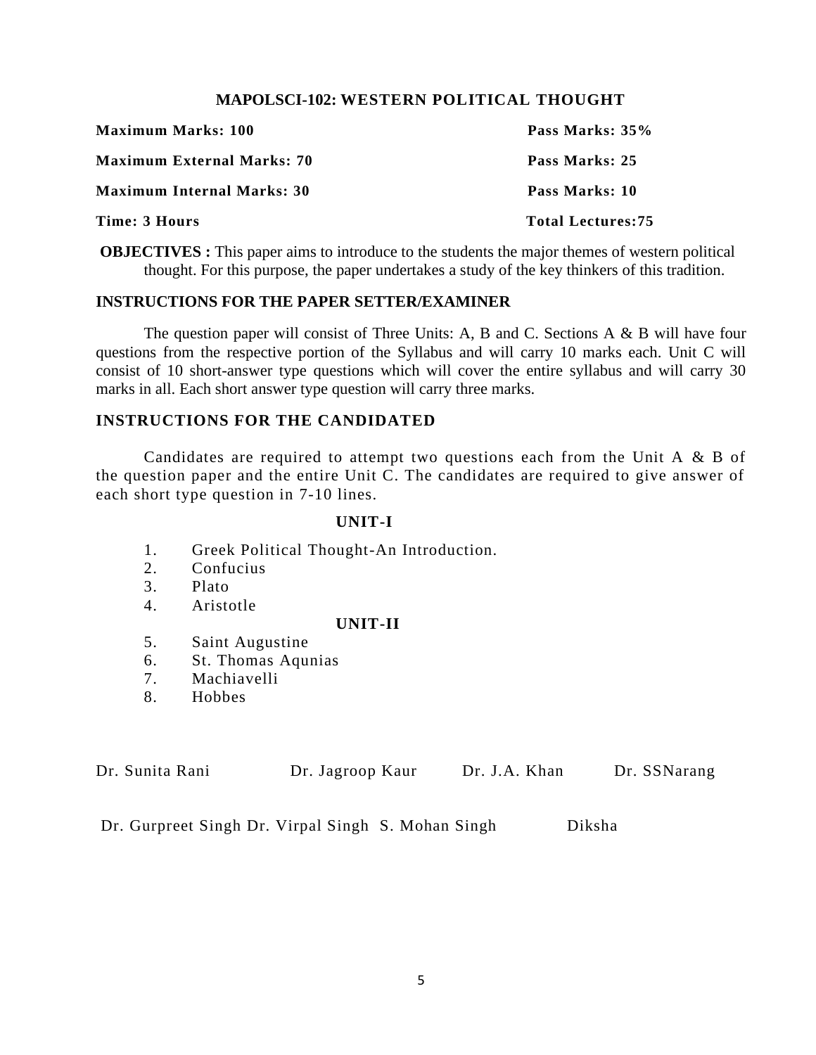## MAPOLSCI-102: WESTERN POLITICAL THOUGHT

| | |
|---|---|
| **Maximum Marks: 100** | **Pass Marks: 35%** |
| **Maximum External Marks: 70** | **Pass Marks: 25** |
| **Maximum Internal Marks: 30** | **Pass Marks: 10** |
| **Time: 3 Hours** | **Total Lectures:75** |

**OBJECTIVES :** This paper aims to introduce to the students the major themes of western political thought. For this purpose, the paper undertakes a study of the key thinkers of this tradition.

### INSTRUCTIONS FOR THE PAPER SETTER/EXAMINER

The question paper will consist of Three Units: A, B and C. Sections A & B will have four questions from the respective portion of the Syllabus and will carry 10 marks each. Unit C will consist of 10 short-answer type questions which will cover the entire syllabus and will carry 30 marks in all. Each short answer type question will carry three marks.

### INSTRUCTIONS FOR THE CANDIDATED

Candidates are required to attempt two questions each from the Unit A & B of the question paper and the entire Unit C. The candidates are required to give answer of each short type question in 7-10 lines.

### UNIT-I

1. Greek Political Thought-An Introduction.
2. Confucius
3. Plato
4. Aristotle

### UNIT-II

5. Saint Augustine
6. St. Thomas Aqunias
7. Machiavelli
8. Hobbes

Dr. Sunita Rani &nbsp;&nbsp;&nbsp; Dr. Jagroop Kaur &nbsp;&nbsp;&nbsp; Dr. J.A. Khan &nbsp;&nbsp;&nbsp; Dr. SSNarang

Dr. Gurpreet Singh Dr. Virpal Singh S. Mohan Singh &nbsp;&nbsp;&nbsp; Diksha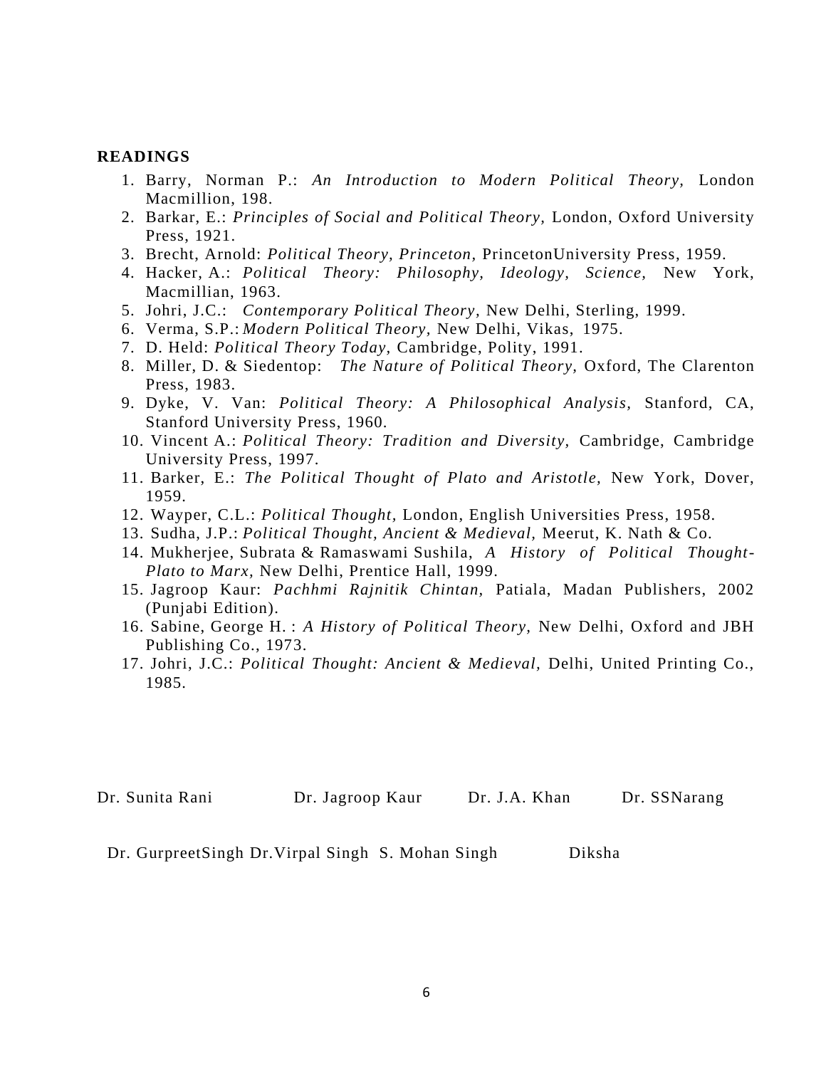**READINGS**

1. Barry, Norman P.: *An Introduction to Modern Political Theory,* London Macmillion, 198.
2. Barkar, E.: *Principles of Social and Political Theory,* London, Oxford University Press, 1921.
3. Brecht, Arnold: *Political Theory, Princeton,* PrincetonUniversity Press, 1959.
4. Hacker, A.: *Political Theory: Philosophy, Ideology, Science,* New York, Macmillian, 1963.
5. Johri, J.C.: *Contemporary Political Theory,* New Delhi, Sterling, 1999.
6. Verma, S.P.: *Modern Political Theory,* New Delhi, Vikas, 1975.
7. D. Held: *Political Theory Today,* Cambridge, Polity, 1991.
8. Miller, D. & Siedentop: *The Nature of Political Theory,* Oxford, The Clarenton Press, 1983.
9. Dyke, V. Van: *Political Theory: A Philosophical Analysis,* Stanford, CA, Stanford University Press, 1960.
10. Vincent A.: *Political Theory: Tradition and Diversity,* Cambridge, Cambridge University Press, 1997.
11. Barker, E.: *The Political Thought of Plato and Aristotle,* New York, Dover, 1959.
12. Wayper, C.L.: *Political Thought,* London, English Universities Press, 1958.
13. Sudha, J.P.: *Political Thought, Ancient & Medieval,* Meerut, K. Nath & Co.
14. Mukherjee, Subrata & Ramaswami Sushila, *A History of Political Thought-Plato to Marx,* New Delhi, Prentice Hall, 1999.
15. Jagroop Kaur: *Pachhmi Rajnitik Chintan,* Patiala, Madan Publishers, 2002 (Punjabi Edition).
16. Sabine, George H. : *A History of Political Theory,* New Delhi, Oxford and JBH Publishing Co., 1973.
17. Johri, J.C.: *Political Thought: Ancient & Medieval,* Delhi, United Printing Co., 1985.

Dr. Sunita Rani Dr. Jagroop Kaur Dr. J.A. Khan Dr. SSNarang

Dr. GurpreetSingh Dr.Virpal Singh S. Mohan Singh Diksha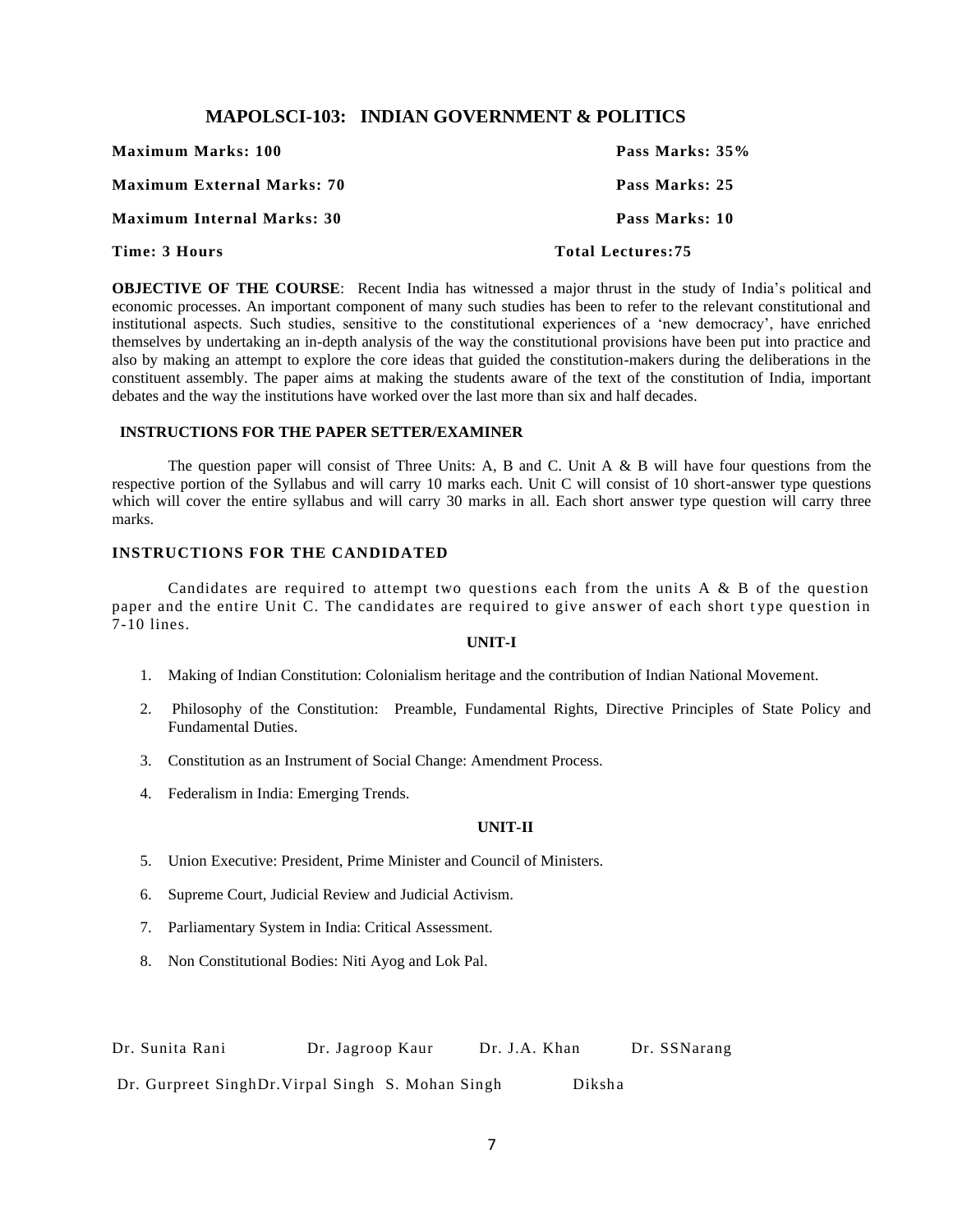# MAPOLSCI-103: INDIAN GOVERNMENT & POLITICS

| | |
|---|---|
| **Maximum Marks: 100** | **Pass Marks: 35%** |
| **Maximum External Marks: 70** | **Pass Marks: 25** |
| **Maximum Internal Marks: 30** | **Pass Marks: 10** |
| **Time: 3 Hours** | **Total Lectures:75** |

**OBJECTIVE OF THE COURSE**: Recent India has witnessed a major thrust in the study of India's political and economic processes. An important component of many such studies has been to refer to the relevant constitutional and institutional aspects. Such studies, sensitive to the constitutional experiences of a 'new democracy', have enriched themselves by undertaking an in-depth analysis of the way the constitutional provisions have been put into practice and also by making an attempt to explore the core ideas that guided the constitution-makers during the deliberations in the constituent assembly. The paper aims at making the students aware of the text of the constitution of India, important debates and the way the institutions have worked over the last more than six and half decades.

## INSTRUCTIONS FOR THE PAPER SETTER/EXAMINER

The question paper will consist of Three Units: A, B and C. Unit A & B will have four questions from the respective portion of the Syllabus and will carry 10 marks each. Unit C will consist of 10 short-answer type questions which will cover the entire syllabus and will carry 30 marks in all. Each short answer type question will carry three marks.

## INSTRUCTIONS FOR THE CANDIDATED

Candidates are required to attempt two questions each from the units A & B of the question paper and the entire Unit C. The candidates are required to give answer of each short type question in 7-10 lines.

### UNIT-I

1. Making of Indian Constitution: Colonialism heritage and the contribution of Indian National Movement.
2. Philosophy of the Constitution: Preamble, Fundamental Rights, Directive Principles of State Policy and Fundamental Duties.
3. Constitution as an Instrument of Social Change: Amendment Process.
4. Federalism in India: Emerging Trends.

### UNIT-II

5. Union Executive: President, Prime Minister and Council of Ministers.
6. Supreme Court, Judicial Review and Judicial Activism.
7. Parliamentary System in India: Critical Assessment.
8. Non Constitutional Bodies: Niti Ayog and Lok Pal.

Dr. Sunita Rani Dr. Jagroop Kaur Dr. J.A. Khan Dr. SSNarang

Dr. Gurpreet SinghDr.Virpal Singh S. Mohan Singh Diksha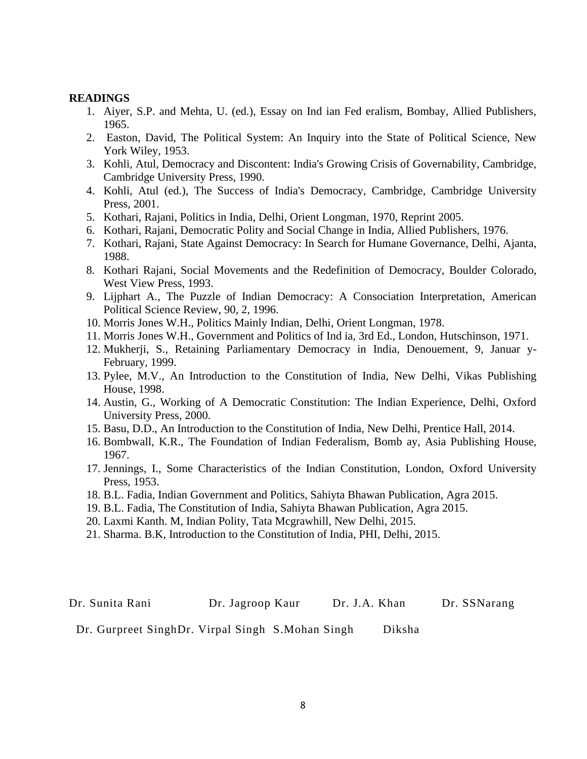**READINGS**

1. Aiyer, S.P. and Mehta, U. (ed.), Essay on Ind ian Fed eralism, Bombay, Allied Publishers, 1965.
2. Easton, David, The Political System: An Inquiry into the State of Political Science, New York Wiley, 1953.
3. Kohli, Atul, Democracy and Discontent: India's Growing Crisis of Governability, Cambridge, Cambridge University Press, 1990.
4. Kohli, Atul (ed.), The Success of India's Democracy, Cambridge, Cambridge University Press, 2001.
5. Kothari, Rajani, Politics in India, Delhi, Orient Longman, 1970, Reprint 2005.
6. Kothari, Rajani, Democratic Polity and Social Change in India, Allied Publishers, 1976.
7. Kothari, Rajani, State Against Democracy: In Search for Humane Governance, Delhi, Ajanta, 1988.
8. Kothari Rajani, Social Movements and the Redefinition of Democracy, Boulder Colorado, West View Press, 1993.
9. Lijphart A., The Puzzle of Indian Democracy: A Consociation Interpretation, American Political Science Review, 90, 2, 1996.
10. Morris Jones W.H., Politics Mainly Indian, Delhi, Orient Longman, 1978.
11. Morris Jones W.H., Government and Politics of Ind ia, 3rd Ed., London, Hutschinson, 1971.
12. Mukherji, S., Retaining Parliamentary Democracy in India, Denouement, 9, Januar y-February, 1999.
13. Pylee, M.V., An Introduction to the Constitution of India, New Delhi, Vikas Publishing House, 1998.
14. Austin, G., Working of A Democratic Constitution: The Indian Experience, Delhi, Oxford University Press, 2000.
15. Basu, D.D., An Introduction to the Constitution of India, New Delhi, Prentice Hall, 2014.
16. Bombwall, K.R., The Foundation of Indian Federalism, Bomb ay, Asia Publishing House, 1967.
17. Jennings, I., Some Characteristics of the Indian Constitution, London, Oxford University Press, 1953.
18. B.L. Fadia, Indian Government and Politics, Sahiyta Bhawan Publication, Agra 2015.
19. B.L. Fadia, The Constitution of India, Sahiyta Bhawan Publication, Agra 2015.
20. Laxmi Kanth. M, Indian Polity, Tata Mcgrawhill, New Delhi, 2015.
21. Sharma. B.K, Introduction to the Constitution of India, PHI, Delhi, 2015.

Dr. Sunita Rani Dr. Jagroop Kaur Dr. J.A. Khan Dr. SSNarang

Dr. Gurpreet SinghDr. Virpal Singh S.Mohan Singh Diksha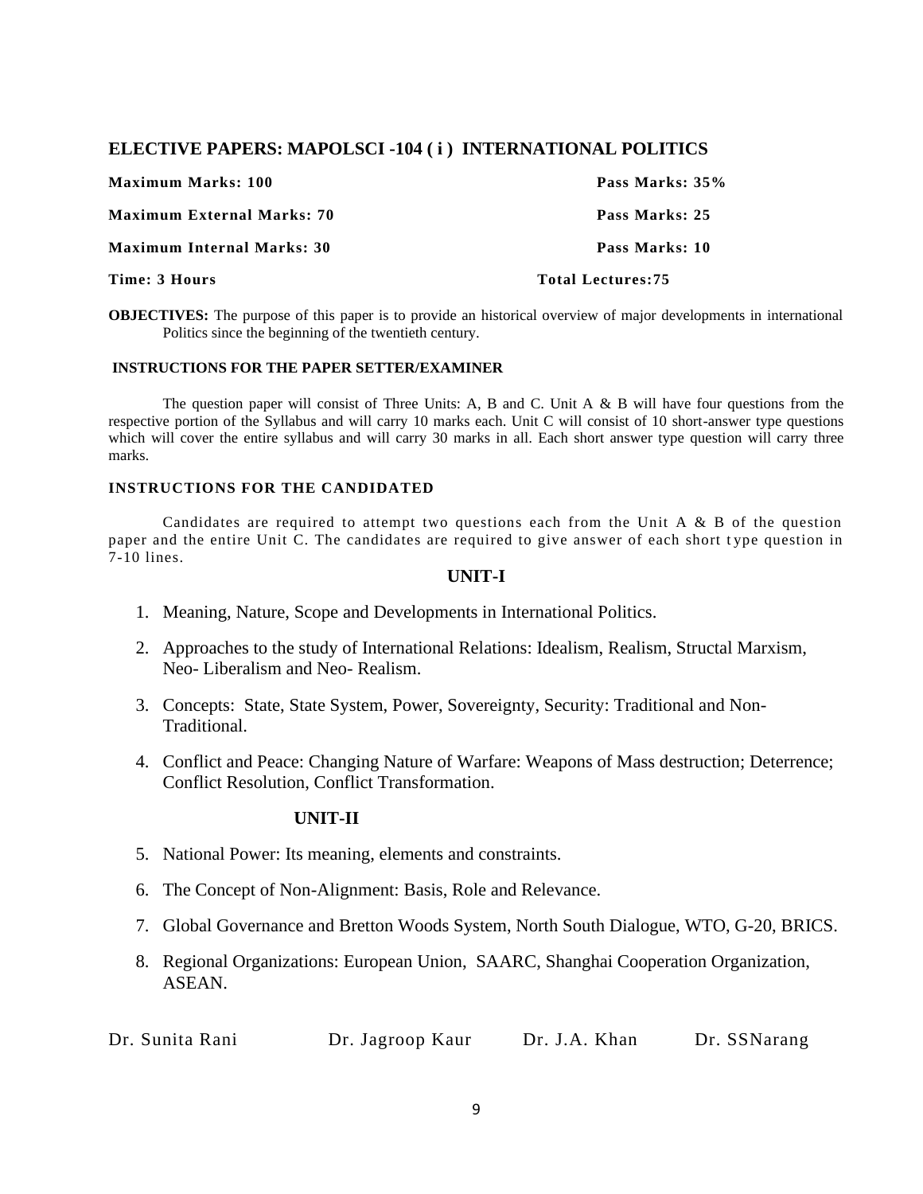## ELECTIVE PAPERS: MAPOLSCI -104 ( i ) INTERNATIONAL POLITICS

| | |
|---|---|
| **Maximum Marks: 100** | **Pass Marks: 35%** |
| **Maximum External Marks: 70** | **Pass Marks: 25** |
| **Maximum Internal Marks: 30** | **Pass Marks: 10** |
| **Time: 3 Hours** | **Total Lectures:75** |

**OBJECTIVES:** The purpose of this paper is to provide an historical overview of major developments in international Politics since the beginning of the twentieth century.

**INSTRUCTIONS FOR THE PAPER SETTER/EXAMINER**

The question paper will consist of Three Units: A, B and C. Unit A & B will have four questions from the respective portion of the Syllabus and will carry 10 marks each. Unit C will consist of 10 short-answer type questions which will cover the entire syllabus and will carry 30 marks in all. Each short answer type question will carry three marks.

**INSTRUCTIONS FOR THE CANDIDATED**

Candidates are required to attempt two questions each from the Unit A & B of the question paper and the entire Unit C. The candidates are required to give answer of each short type question in 7-10 lines.

### UNIT-I

1. Meaning, Nature, Scope and Developments in International Politics.
2. Approaches to the study of International Relations: Idealism, Realism, Structal Marxism, Neo- Liberalism and Neo- Realism.
3. Concepts: State, State System, Power, Sovereignty, Security: Traditional and Non-Traditional.
4. Conflict and Peace: Changing Nature of Warfare: Weapons of Mass destruction; Deterrence; Conflict Resolution, Conflict Transformation.

### UNIT-II

5. National Power: Its meaning, elements and constraints.
6. The Concept of Non-Alignment: Basis, Role and Relevance.
7. Global Governance and Bretton Woods System, North South Dialogue, WTO, G-20, BRICS.
8. Regional Organizations: European Union, SAARC, Shanghai Cooperation Organization, ASEAN.

Dr. Sunita Rani Dr. Jagroop Kaur Dr. J.A. Khan Dr. SSNarang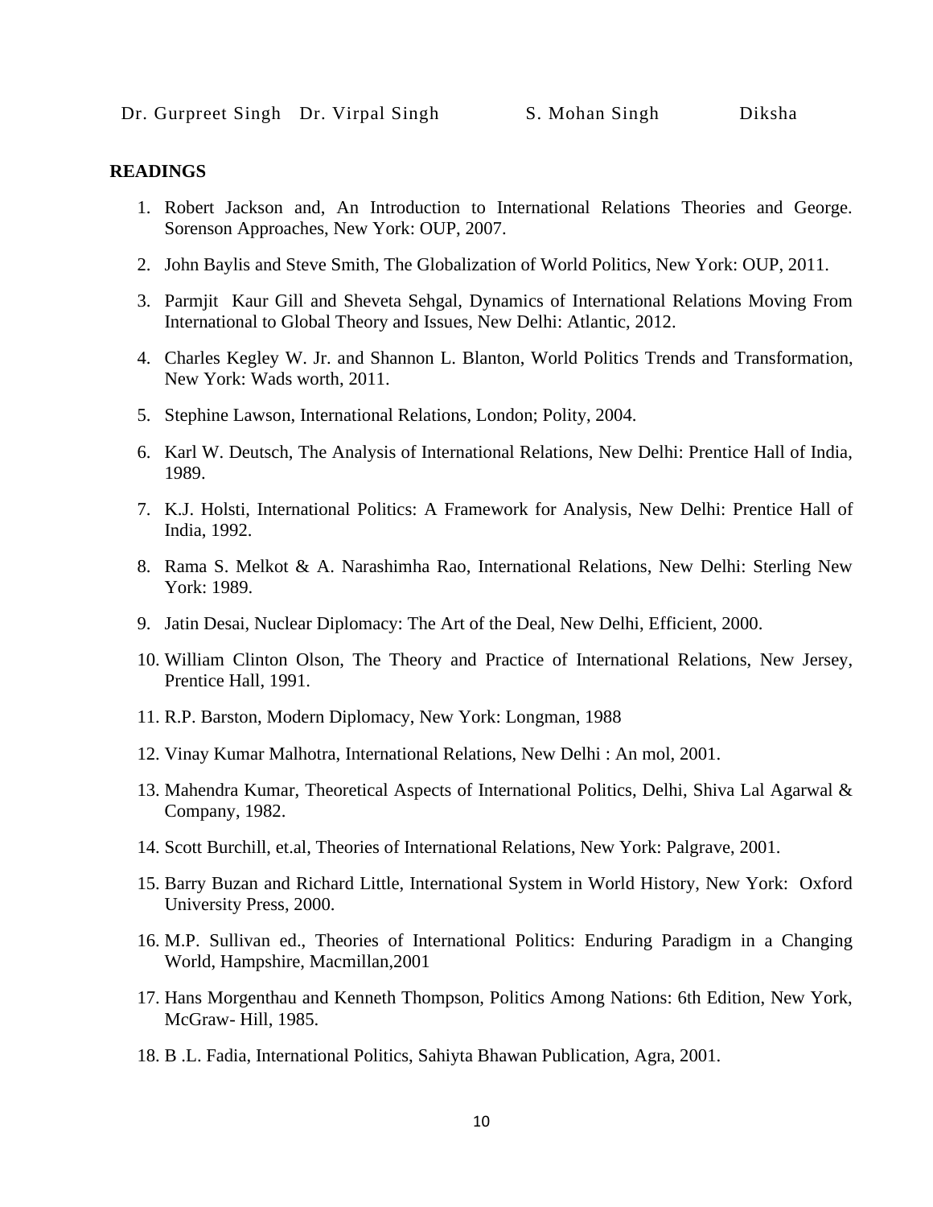Dr. Gurpreet Singh   Dr. Virpal Singh   S. Mohan Singh   Diksha

**READINGS**

1. Robert Jackson and, An Introduction to International Relations Theories and George. Sorenson Approaches, New York: OUP, 2007.
2. John Baylis and Steve Smith, The Globalization of World Politics, New York: OUP, 2011.
3. Parmjit Kaur Gill and Sheveta Sehgal, Dynamics of International Relations Moving From International to Global Theory and Issues, New Delhi: Atlantic, 2012.
4. Charles Kegley W. Jr. and Shannon L. Blanton, World Politics Trends and Transformation, New York: Wads worth, 2011.
5. Stephine Lawson, International Relations, London; Polity, 2004.
6. Karl W. Deutsch, The Analysis of International Relations, New Delhi: Prentice Hall of India, 1989.
7. K.J. Holsti, International Politics: A Framework for Analysis, New Delhi: Prentice Hall of India, 1992.
8. Rama S. Melkot & A. Narashimha Rao, International Relations, New Delhi: Sterling New York: 1989.
9. Jatin Desai, Nuclear Diplomacy: The Art of the Deal, New Delhi, Efficient, 2000.
10. William Clinton Olson, The Theory and Practice of International Relations, New Jersey, Prentice Hall, 1991.
11. R.P. Barston, Modern Diplomacy, New York: Longman, 1988
12. Vinay Kumar Malhotra, International Relations, New Delhi : An mol, 2001.
13. Mahendra Kumar, Theoretical Aspects of International Politics, Delhi, Shiva Lal Agarwal & Company, 1982.
14. Scott Burchill, et.al, Theories of International Relations, New York: Palgrave, 2001.
15. Barry Buzan and Richard Little, International System in World History, New York: Oxford University Press, 2000.
16. M.P. Sullivan ed., Theories of International Politics: Enduring Paradigm in a Changing World, Hampshire, Macmillan,2001
17. Hans Morgenthau and Kenneth Thompson, Politics Among Nations: 6th Edition, New York, McGraw- Hill, 1985.
18. B .L. Fadia, International Politics, Sahiyta Bhawan Publication, Agra, 2001.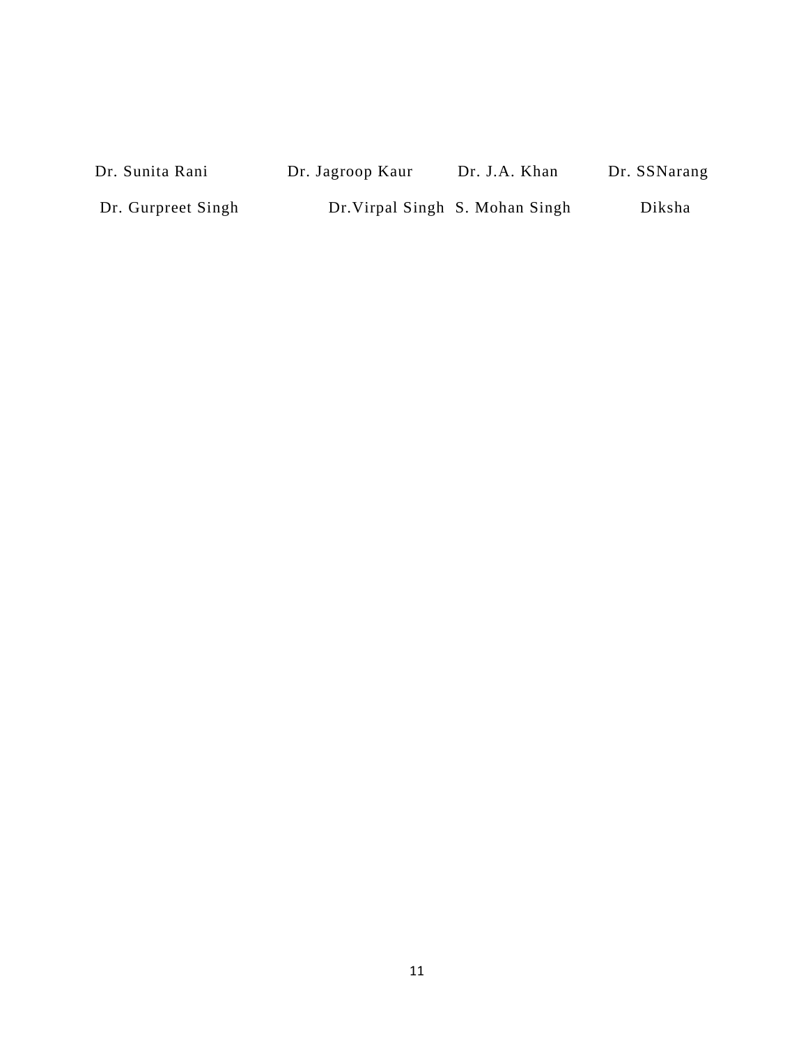| | | | |
|---|---|---|---|
| Dr. Sunita Rani | Dr. Jagroop Kaur | Dr. J.A. Khan | Dr. SSNarang |
| Dr. Gurpreet Singh | Dr.Virpal Singh | S. Mohan Singh | Diksha |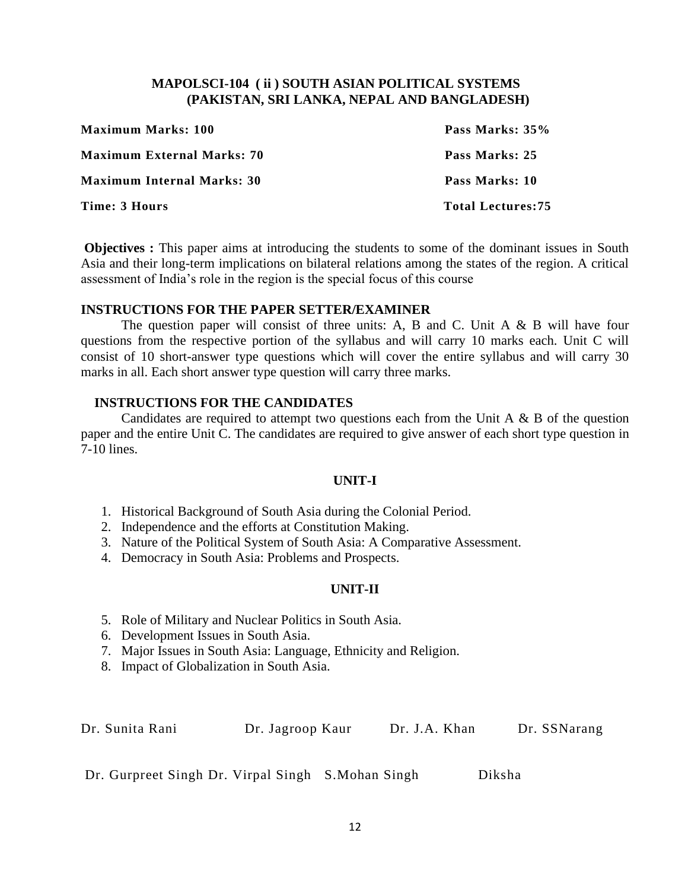## MAPOLSCI-104 ( ii ) SOUTH ASIAN POLITICAL SYSTEMS (PAKISTAN, SRI LANKA, NEPAL AND BANGLADESH)

| | |
|---|---|
| **Maximum Marks: 100** | **Pass Marks: 35%** |
| **Maximum External Marks: 70** | **Pass Marks: 25** |
| **Maximum Internal Marks: 30** | **Pass Marks: 10** |
| **Time: 3 Hours** | **Total Lectures:75** |

**Objectives :** This paper aims at introducing the students to some of the dominant issues in South Asia and their long-term implications on bilateral relations among the states of the region. A critical assessment of India's role in the region is the special focus of this course

### INSTRUCTIONS FOR THE PAPER SETTER/EXAMINER

The question paper will consist of three units: A, B and C. Unit A & B will have four questions from the respective portion of the syllabus and will carry 10 marks each. Unit C will consist of 10 short-answer type questions which will cover the entire syllabus and will carry 30 marks in all. Each short answer type question will carry three marks.

### INSTRUCTIONS FOR THE CANDIDATES

Candidates are required to attempt two questions each from the Unit A & B of the question paper and the entire Unit C. The candidates are required to give answer of each short type question in 7-10 lines.

### UNIT-I

1. Historical Background of South Asia during the Colonial Period.
2. Independence and the efforts at Constitution Making.
3. Nature of the Political System of South Asia: A Comparative Assessment.
4. Democracy in South Asia: Problems and Prospects.

### UNIT-II

5. Role of Military and Nuclear Politics in South Asia.
6. Development Issues in South Asia.
7. Major Issues in South Asia: Language, Ethnicity and Religion.
8. Impact of Globalization in South Asia.

Dr. Sunita Rani  Dr. Jagroop Kaur  Dr. J.A. Khan  Dr. SSNarang

Dr. Gurpreet Singh Dr. Virpal Singh  S.Mohan Singh  Diksha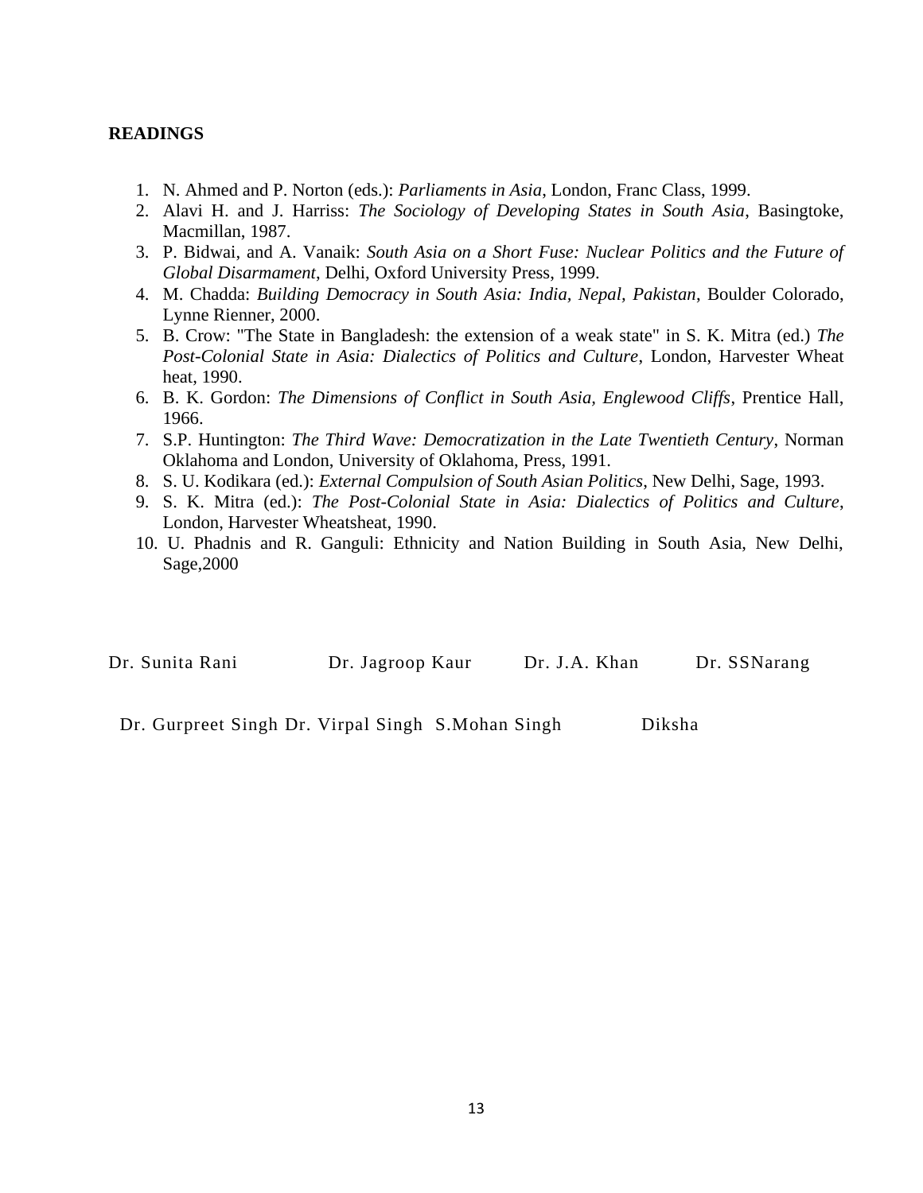**READINGS**

1. N. Ahmed and P. Norton (eds.): *Parliaments in Asia*, London, Franc Class, 1999.
2. Alavi H. and J. Harriss: *The Sociology of Developing States in South Asia*, Basingtoke, Macmillan, 1987.
3. P. Bidwai, and A. Vanaik: *South Asia on a Short Fuse: Nuclear Politics and the Future of Global Disarmament*, Delhi, Oxford University Press, 1999.
4. M. Chadda: *Building Democracy in South Asia: India, Nepal, Pakistan*, Boulder Colorado, Lynne Rienner, 2000.
5. B. Crow: "The State in Bangladesh: the extension of a weak state" in S. K. Mitra (ed.) *The Post-Colonial State in Asia: Dialectics of Politics and Culture*, London, Harvester Wheat heat, 1990.
6. B. K. Gordon: *The Dimensions of Conflict in South Asia, Englewood Cliffs*, Prentice Hall, 1966.
7. S.P. Huntington: *The Third Wave: Democratization in the Late Twentieth Century*, Norman Oklahoma and London, University of Oklahoma, Press, 1991.
8. S. U. Kodikara (ed.): *External Compulsion of South Asian Politics*, New Delhi, Sage, 1993.
9. S. K. Mitra (ed.): *The Post-Colonial State in Asia: Dialectics of Politics and Culture*, London, Harvester Wheatsheat, 1990.
10. U. Phadnis and R. Ganguli: Ethnicity and Nation Building in South Asia, New Delhi, Sage,2000

Dr. Sunita Rani Dr. Jagroop Kaur Dr. J.A. Khan Dr. SSNarang

Dr. Gurpreet Singh Dr. Virpal Singh S.Mohan Singh Diksha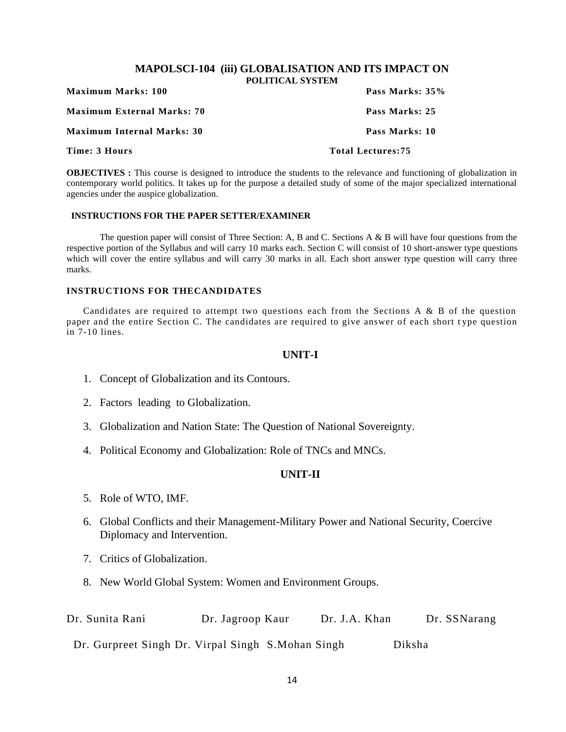## MAPOLSCI-104 (iii) GLOBALISATION AND ITS IMPACT ON POLITICAL SYSTEM

| | |
|---|---|
| **Maximum Marks: 100** | **Pass Marks: 35%** |
| **Maximum External Marks: 70** | **Pass Marks: 25** |
| **Maximum Internal Marks: 30** | **Pass Marks: 10** |
| **Time: 3 Hours** | **Total Lectures:75** |

**OBJECTIVES :** This course is designed to introduce the students to the relevance and functioning of globalization in contemporary world politics. It takes up for the purpose a detailed study of some of the major specialized international agencies under the auspice globalization.

**INSTRUCTIONS FOR THE PAPER SETTER/EXAMINER**

The question paper will consist of Three Section: A, B and C. Sections A & B will have four questions from the respective portion of the Syllabus and will carry 10 marks each. Section C will consist of 10 short-answer type questions which will cover the entire syllabus and will carry 30 marks in all. Each short answer type question will carry three marks.

**INSTRUCTIONS FOR THECANDIDATES**

Candidates are required to attempt two questions each from the Sections A & B of the question paper and the entire Section C. The candidates are required to give answer of each short type question in 7-10 lines.

### UNIT-I

1. Concept of Globalization and its Contours.
2. Factors leading to Globalization.
3. Globalization and Nation State: The Question of National Sovereignty.
4. Political Economy and Globalization: Role of TNCs and MNCs.

### UNIT-II

5. Role of WTO, IMF.
6. Global Conflicts and their Management-Military Power and National Security, Coercive Diplomacy and Intervention.
7. Critics of Globalization.
8. New World Global System: Women and Environment Groups.

Dr. Sunita Rani Dr. Jagroop Kaur Dr. J.A. Khan Dr. SSNarang

Dr. Gurpreet Singh Dr. Virpal Singh S.Mohan Singh Diksha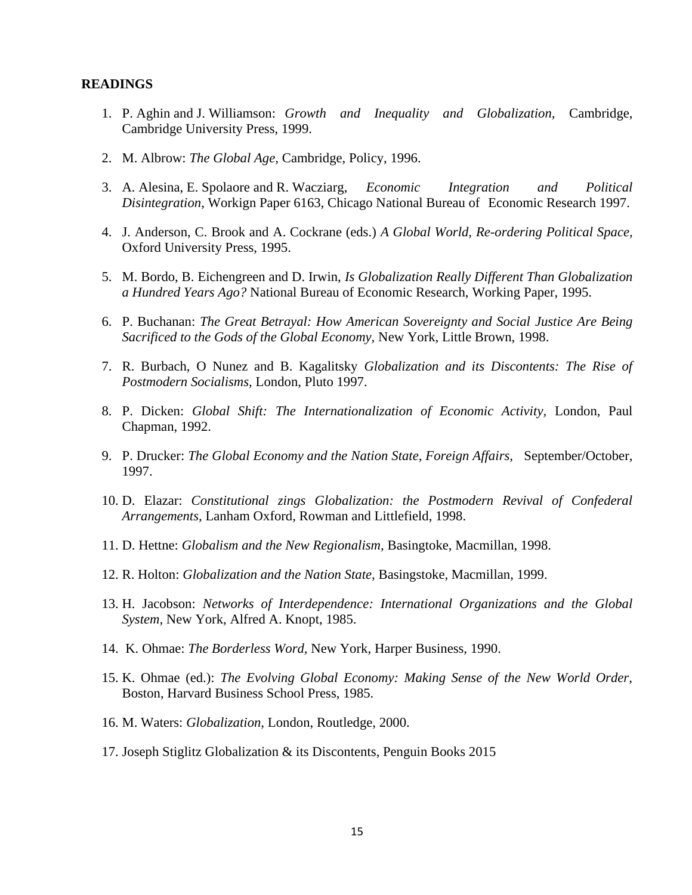**READINGS**

1. P. Aghin and J. Williamson: *Growth and Inequality and Globalization,* Cambridge, Cambridge University Press, 1999.

2. M. Albrow: *The Global Age,* Cambridge, Policy, 1996.

3. A. Alesina, E. Spolaore and R. Wacziarg, *Economic Integration and Political Disintegration,* Workign Paper 6163, Chicago National Bureau of Economic Research 1997.

4. J. Anderson, C. Brook and A. Cockrane (eds.) *A Global World, Re-ordering Political Space,* Oxford University Press, 1995.

5. M. Bordo, B. Eichengreen and D. Irwin, *Is Globalization Really Different Than Globalization a Hundred Years Ago?* National Bureau of Economic Research, Working Paper, 1995.

6. P. Buchanan: *The Great Betrayal: How American Sovereignty and Social Justice Are Being Sacrificed to the Gods of the Global Economy,* New York, Little Brown, 1998.

7. R. Burbach, O Nunez and B. Kagalitsky *Globalization and its Discontents: The Rise of Postmodern Socialisms,* London, Pluto 1997.

8. P. Dicken: *Global Shift: The Internationalization of Economic Activity,* London, Paul Chapman, 1992.

9. P. Drucker: *The Global Economy and the Nation State, Foreign Affairs,* September/October, 1997.

10. D. Elazar: *Constitutional zings Globalization: the Postmodern Revival of Confederal Arrangements,* Lanham Oxford, Rowman and Littlefield, 1998.

11. D. Hettne: *Globalism and the New Regionalism,* Basingtoke, Macmillan, 1998.

12. R. Holton: *Globalization and the Nation State,* Basingstoke, Macmillan, 1999.

13. H. Jacobson: *Networks of Interdependence: International Organizations and the Global System*, New York, Alfred A. Knopt, 1985.

14. K. Ohmae: *The Borderless Word,* New York, Harper Business, 1990.

15. K. Ohmae (ed.): *The Evolving Global Economy: Making Sense of the New World Order,* Boston, Harvard Business School Press, 1985.

16. M. Waters: *Globalization,* London, Routledge, 2000.

17. Joseph Stiglitz Globalization & its Discontents, Penguin Books 2015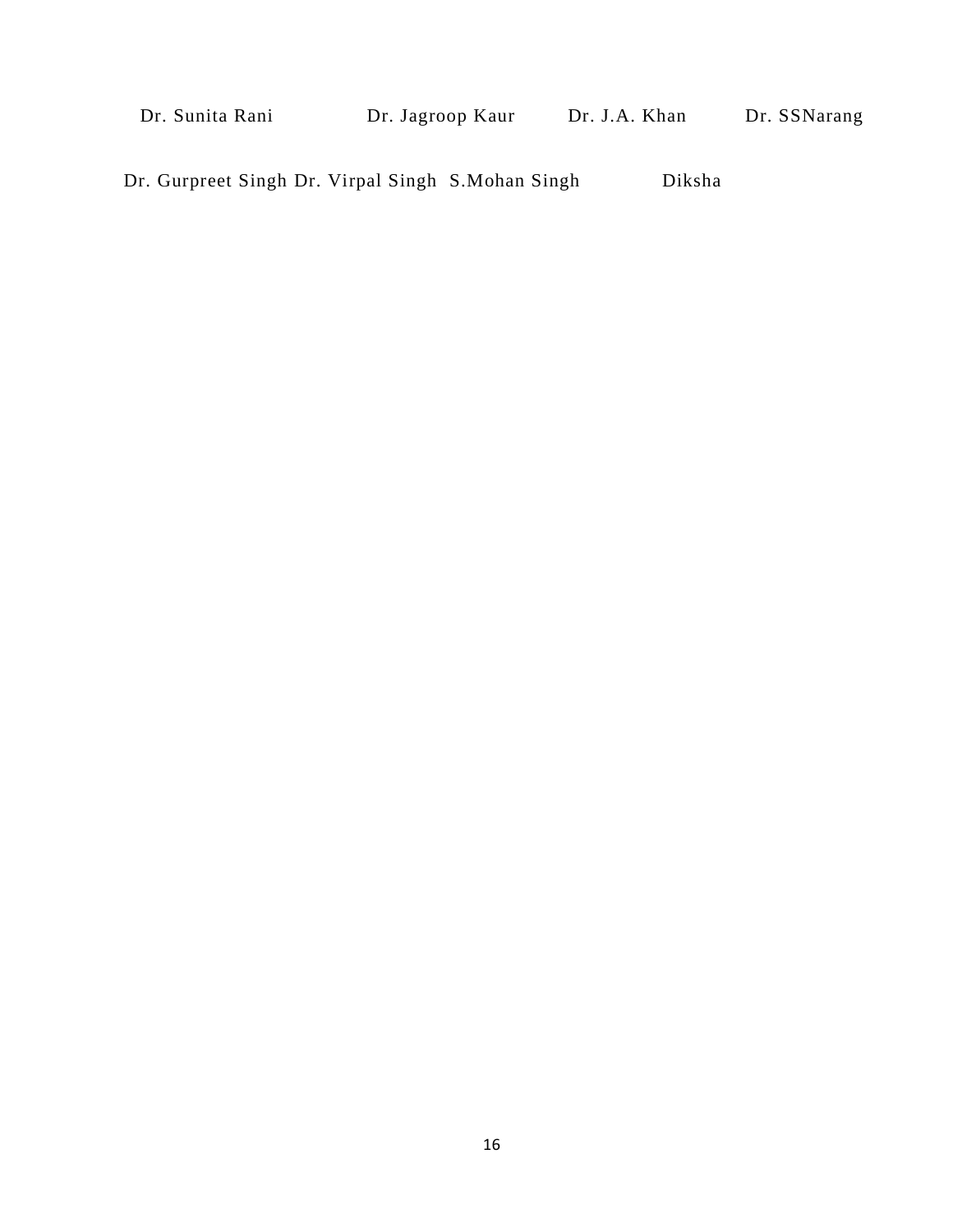Dr. Sunita Rani Dr. Jagroop Kaur Dr. J.A. Khan Dr. SSNarang

Dr. Gurpreet Singh Dr. Virpal Singh S.Mohan Singh Diksha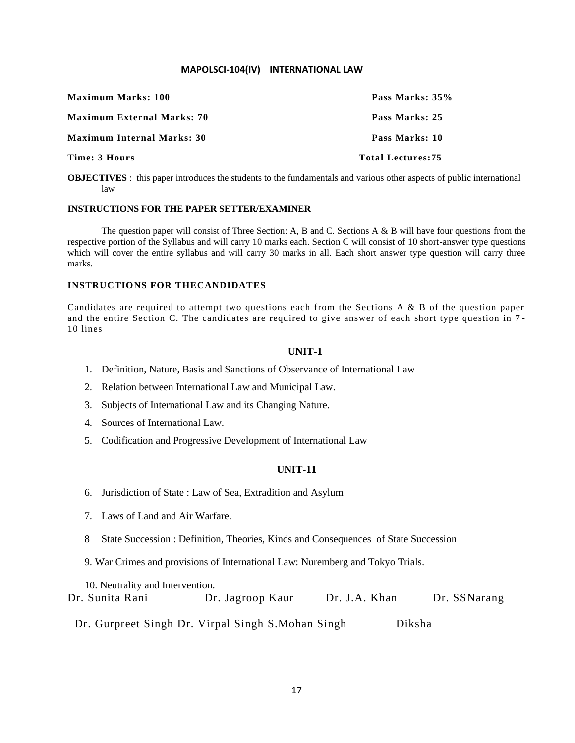## MAPOLSCI-104(IV) INTERNATIONAL LAW

| | |
|---|---|
| **Maximum Marks: 100** | **Pass Marks: 35%** |
| **Maximum External Marks: 70** | **Pass Marks: 25** |
| **Maximum Internal Marks: 30** | **Pass Marks: 10** |
| **Time: 3 Hours** | **Total Lectures:75** |

**OBJECTIVES** : this paper introduces the students to the fundamentals and various other aspects of public international law

**INSTRUCTIONS FOR THE PAPER SETTER/EXAMINER**

The question paper will consist of Three Section: A, B and C. Sections A & B will have four questions from the respective portion of the Syllabus and will carry 10 marks each. Section C will consist of 10 short-answer type questions which will cover the entire syllabus and will carry 30 marks in all. Each short answer type question will carry three marks.

**INSTRUCTIONS FOR THECANDIDATES**

Candidates are required to attempt two questions each from the Sections A & B of the question paper and the entire Section C. The candidates are required to give answer of each short type question in 7-10 lines

### UNIT-1

1. Definition, Nature, Basis and Sanctions of Observance of International Law
2. Relation between International Law and Municipal Law.
3. Subjects of International Law and its Changing Nature.
4. Sources of International Law.
5. Codification and Progressive Development of International Law

### UNIT-11

6. Jurisdiction of State : Law of Sea, Extradition and Asylum
7. Laws of Land and Air Warfare.
8. State Succession : Definition, Theories, Kinds and Consequences of State Succession
9. War Crimes and provisions of International Law: Nuremberg and Tokyo Trials.
10. Neutrality and Intervention.

Dr. Sunita Rani Dr. Jagroop Kaur Dr. J.A. Khan Dr. SSNarang

Dr. Gurpreet Singh Dr. Virpal Singh S.Mohan Singh Diksha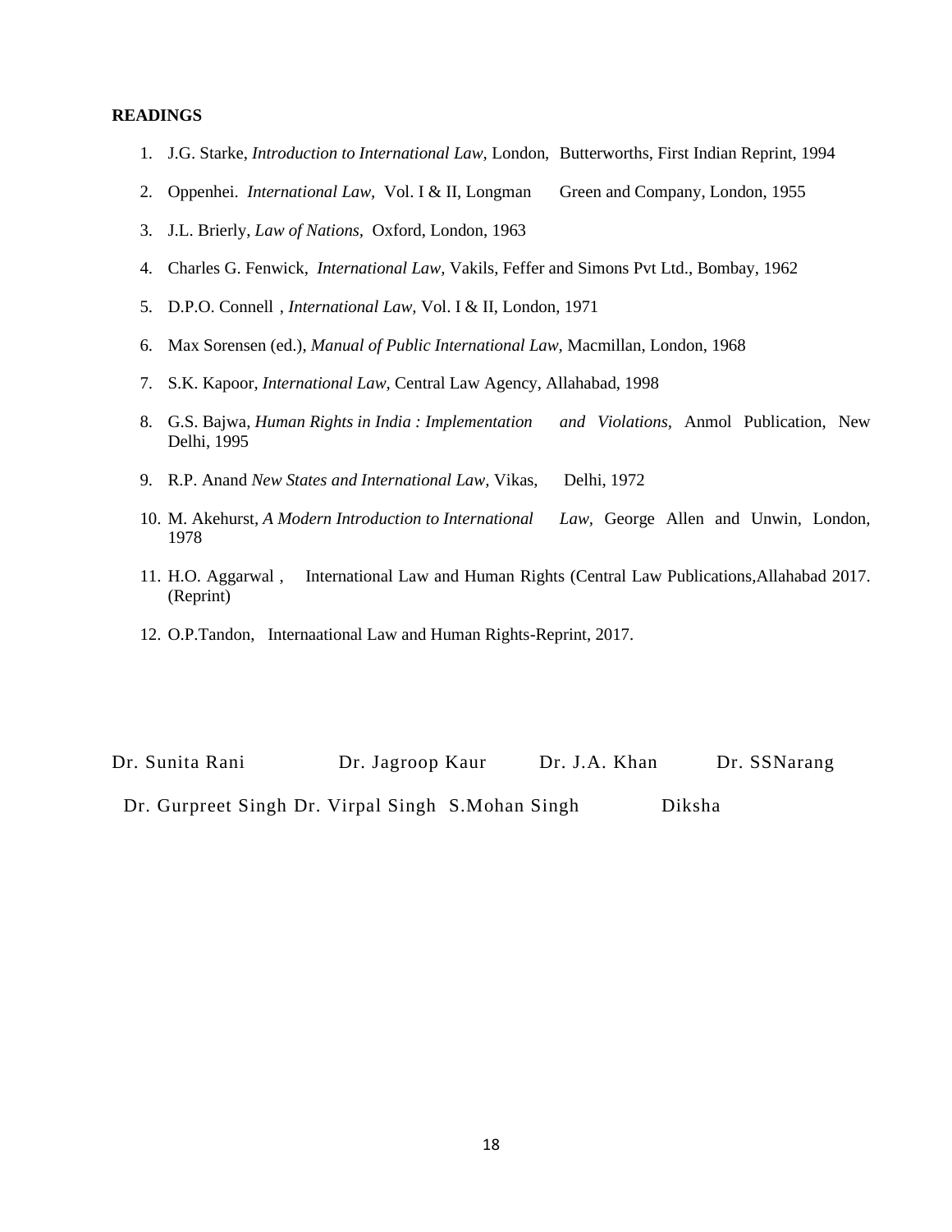**READINGS**

1. J.G. Starke, *Introduction to International Law*, London, Butterworths, First Indian Reprint, 1994
2. Oppenhei. *International Law,* Vol. I & II, Longman Green and Company, London, 1955
3. J.L. Brierly, *Law of Nations*, Oxford, London, 1963
4. Charles G. Fenwick, *International Law,* Vakils, Feffer and Simons Pvt Ltd., Bombay, 1962
5. D.P.O. Connell , *International Law,* Vol. I & II, London, 1971
6. Max Sorensen (ed.), *Manual of Public International Law,* Macmillan, London, 1968
7. S.K. Kapoor, *International Law,* Central Law Agency, Allahabad, 1998
8. G.S. Bajwa, *Human Rights in India : Implementation and Violations,* Anmol Publication, New Delhi, 1995
9. R.P. Anand *New States and International Law,* Vikas, Delhi, 1972
10. M. Akehurst, *A Modern Introduction to International Law,* George Allen and Unwin, London, 1978
11. H.O. Aggarwal , International Law and Human Rights (Central Law Publications,Allahabad 2017. (Reprint)
12. O.P.Tandon, Internaational Law and Human Rights-Reprint, 2017.

Dr. Sunita Rani Dr. Jagroop Kaur Dr. J.A. Khan Dr. SSNarang

Dr. Gurpreet Singh Dr. Virpal Singh S.Mohan Singh Diksha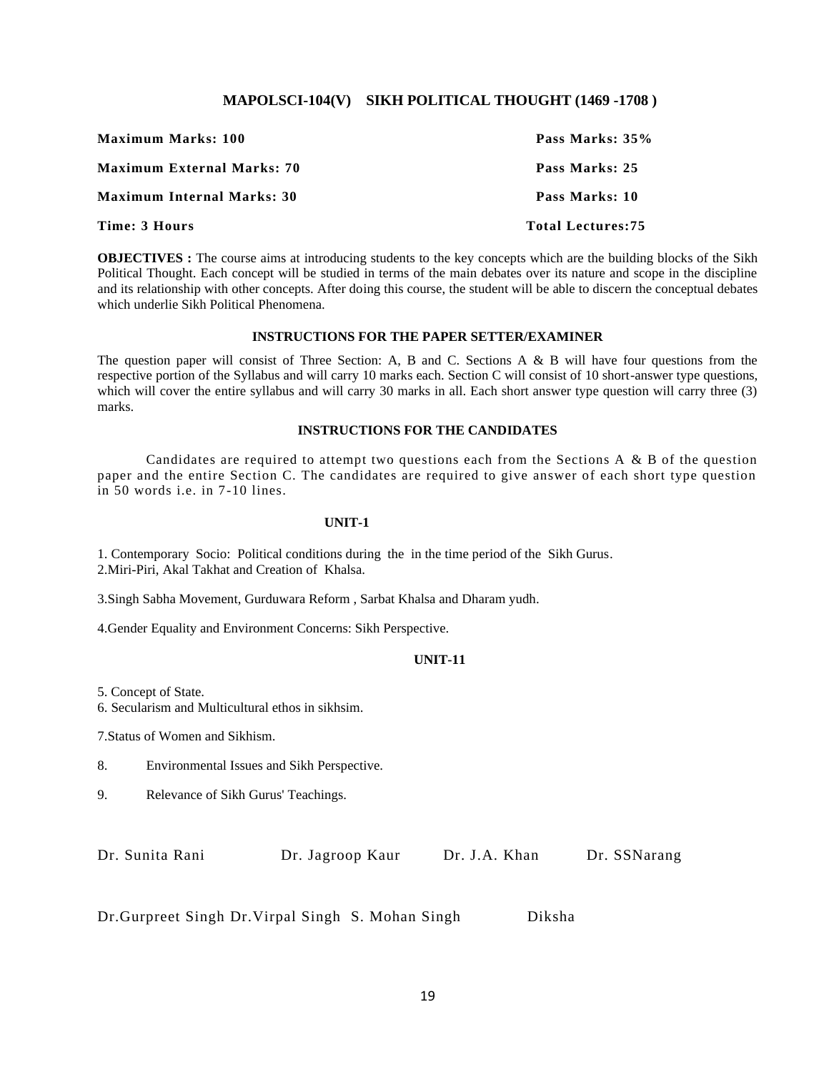## MAPOLSCI-104(V) SIKH POLITICAL THOUGHT (1469 -1708 )

| | |
|---|---|
| **Maximum Marks: 100** | **Pass Marks: 35%** |
| **Maximum External Marks: 70** | **Pass Marks: 25** |
| **Maximum Internal Marks: 30** | **Pass Marks: 10** |
| **Time: 3 Hours** | **Total Lectures:75** |

**OBJECTIVES :** The course aims at introducing students to the key concepts which are the building blocks of the Sikh Political Thought. Each concept will be studied in terms of the main debates over its nature and scope in the discipline and its relationship with other concepts. After doing this course, the student will be able to discern the conceptual debates which underlie Sikh Political Phenomena.

### INSTRUCTIONS FOR THE PAPER SETTER/EXAMINER

The question paper will consist of Three Section: A, B and C. Sections A & B will have four questions from the respective portion of the Syllabus and will carry 10 marks each. Section C will consist of 10 short-answer type questions, which will cover the entire syllabus and will carry 30 marks in all. Each short answer type question will carry three (3) marks.

### INSTRUCTIONS FOR THE CANDIDATES

Candidates are required to attempt two questions each from the Sections A & B of the question paper and the entire Section C. The candidates are required to give answer of each short type question in 50 words i.e. in 7-10 lines.

### UNIT-1

1. Contemporary Socio: Political conditions during the in the time period of the Sikh Gurus.
2. Miri-Piri, Akal Takhat and Creation of Khalsa.
3. Singh Sabha Movement, Gurduwara Reform , Sarbat Khalsa and Dharam yudh.
4. Gender Equality and Environment Concerns: Sikh Perspective.

### UNIT-11

5. Concept of State.
6. Secularism and Multicultural ethos in sikhsim.
7. Status of Women and Sikhism.
8. Environmental Issues and Sikh Perspective.
9. Relevance of Sikh Gurus' Teachings.

Dr. Sunita Rani Dr. Jagroop Kaur Dr. J.A. Khan Dr. SSNarang

Dr.Gurpreet Singh Dr.Virpal Singh S. Mohan Singh Diksha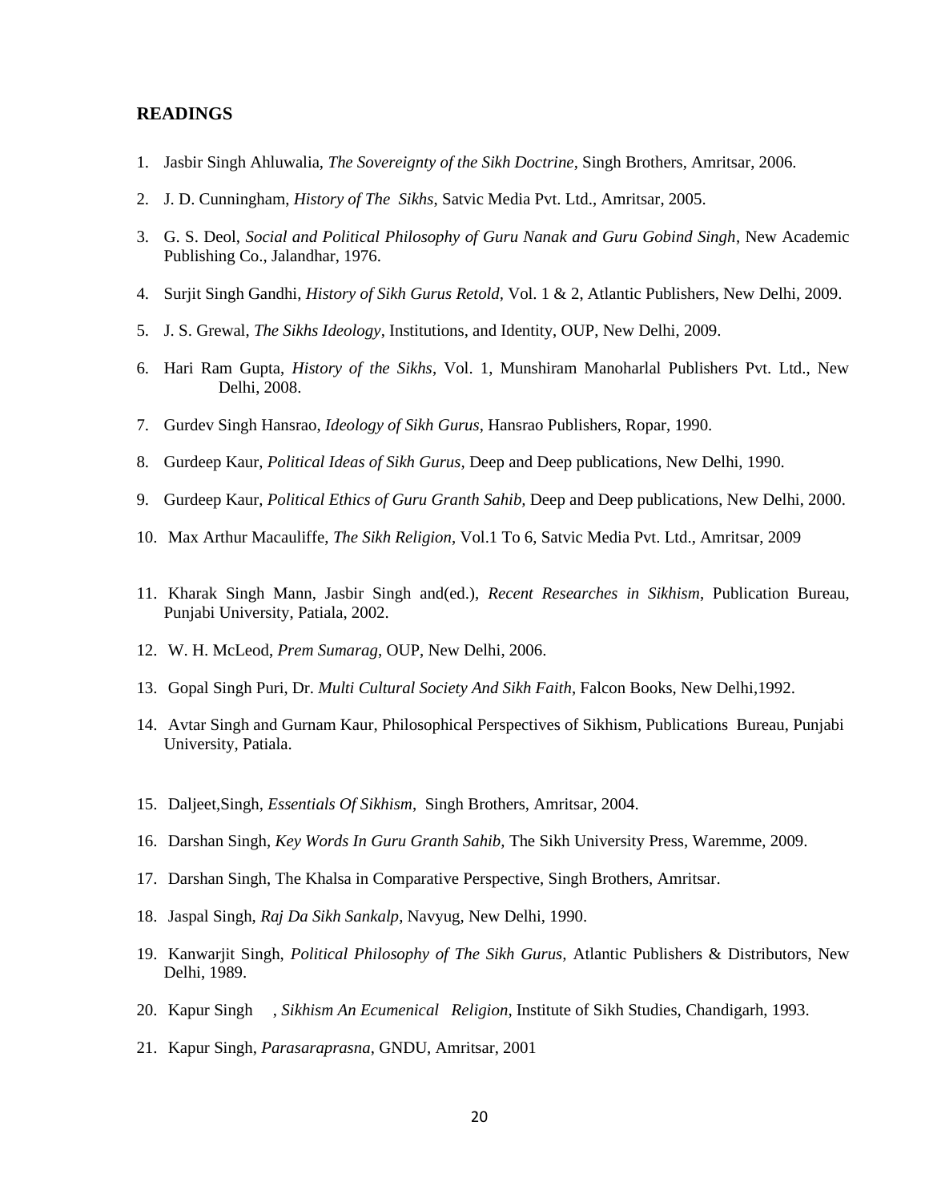## READINGS

1. Jasbir Singh Ahluwalia, *The Sovereignty of the Sikh Doctrine*, Singh Brothers, Amritsar, 2006.
2. J. D. Cunningham, *History of The Sikhs*, Satvic Media Pvt. Ltd., Amritsar, 2005.
3. G. S. Deol, *Social and Political Philosophy of Guru Nanak and Guru Gobind Singh*, New Academic Publishing Co., Jalandhar, 1976.
4. Surjit Singh Gandhi, *History of Sikh Gurus Retold*, Vol. 1 & 2, Atlantic Publishers, New Delhi, 2009.
5. J. S. Grewal, *The Sikhs Ideology*, Institutions, and Identity, OUP, New Delhi, 2009.
6. Hari Ram Gupta, *History of the Sikhs*, Vol. 1, Munshiram Manoharlal Publishers Pvt. Ltd., New Delhi, 2008.
7. Gurdev Singh Hansrao, *Ideology of Sikh Gurus*, Hansrao Publishers, Ropar, 1990.
8. Gurdeep Kaur, *Political Ideas of Sikh Gurus*, Deep and Deep publications, New Delhi, 1990.
9. Gurdeep Kaur, *Political Ethics of Guru Granth Sahib*, Deep and Deep publications, New Delhi, 2000.
10. Max Arthur Macauliffe, *The Sikh Religion*, Vol.1 To 6, Satvic Media Pvt. Ltd., Amritsar, 2009
11. Kharak Singh Mann, Jasbir Singh and(ed.), *Recent Researches in Sikhism*, Publication Bureau, Punjabi University, Patiala, 2002.
12. W. H. McLeod, *Prem Sumarag*, OUP, New Delhi, 2006.
13. Gopal Singh Puri, Dr. *Multi Cultural Society And Sikh Faith*, Falcon Books, New Delhi,1992.
14. Avtar Singh and Gurnam Kaur, Philosophical Perspectives of Sikhism, Publications Bureau, Punjabi University, Patiala.
15. Daljeet,Singh, *Essentials Of Sikhism*, Singh Brothers, Amritsar, 2004.
16. Darshan Singh, *Key Words In Guru Granth Sahib*, The Sikh University Press, Waremme, 2009.
17. Darshan Singh, The Khalsa in Comparative Perspective, Singh Brothers, Amritsar.
18. Jaspal Singh, *Raj Da Sikh Sankalp*, Navyug, New Delhi, 1990.
19. Kanwarjit Singh, *Political Philosophy of The Sikh Gurus*, Atlantic Publishers & Distributors, New Delhi, 1989.
20. Kapur Singh , *Sikhism An Ecumenical Religion*, Institute of Sikh Studies, Chandigarh, 1993.
21. Kapur Singh, *Parasaraprasna*, GNDU, Amritsar, 2001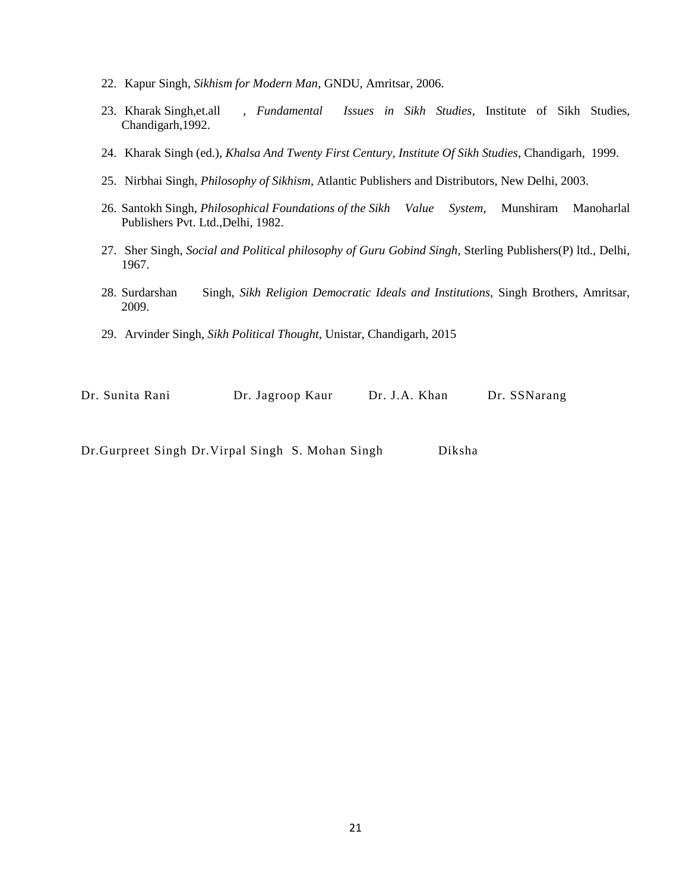22. Kapur Singh, *Sikhism for Modern Man*, GNDU, Amritsar, 2006.

23. Kharak Singh,et.all , *Fundamental Issues in Sikh Studies*, Institute of Sikh Studies, Chandigarh,1992.

24. Kharak Singh (ed.), *Khalsa And Twenty First Century, Institute Of Sikh Studies*, Chandigarh, 1999.

25. Nirbhai Singh, *Philosophy of Sikhism*, Atlantic Publishers and Distributors, New Delhi, 2003.

26. Santokh Singh, *Philosophical Foundations of the Sikh Value System*, Munshiram Manoharlal Publishers Pvt. Ltd.,Delhi, 1982.

27. Sher Singh, *Social and Political philosophy of Guru Gobind Singh*, Sterling Publishers(P) ltd., Delhi, 1967.

28. Surdarshan Singh, *Sikh Religion Democratic Ideals and Institutions*, Singh Brothers, Amritsar, 2009.

29. Arvinder Singh, *Sikh Political Thought*, Unistar, Chandigarh, 2015

Dr. Sunita Rani Dr. Jagroop Kaur Dr. J.A. Khan Dr. SSNarang

Dr.Gurpreet Singh Dr.Virpal Singh S. Mohan Singh Diksha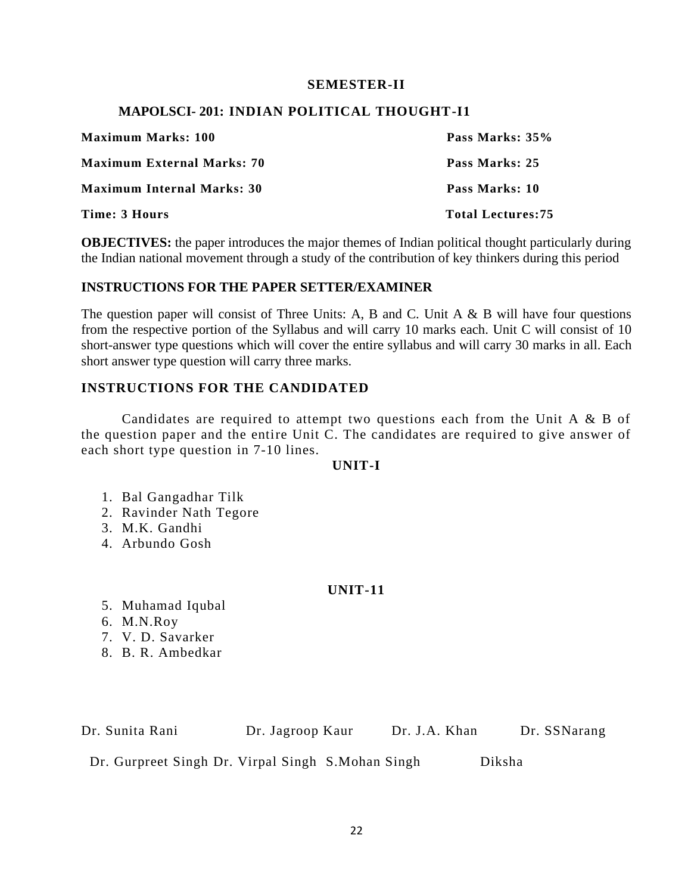## SEMESTER-II

### MAPOLSCI- 201: INDIAN POLITICAL THOUGHT-I1

| | |
|---|---|
| **Maximum Marks: 100** | **Pass Marks: 35%** |
| **Maximum External Marks: 70** | **Pass Marks: 25** |
| **Maximum Internal Marks: 30** | **Pass Marks: 10** |
| **Time: 3 Hours** | **Total Lectures:75** |

**OBJECTIVES:** the paper introduces the major themes of Indian political thought particularly during the Indian national movement through a study of the contribution of key thinkers during this period

### INSTRUCTIONS FOR THE PAPER SETTER/EXAMINER

The question paper will consist of Three Units: A, B and C. Unit A & B will have four questions from the respective portion of the Syllabus and will carry 10 marks each. Unit C will consist of 10 short-answer type questions which will cover the entire syllabus and will carry 30 marks in all. Each short answer type question will carry three marks.

### INSTRUCTIONS FOR THE CANDIDATED

Candidates are required to attempt two questions each from the Unit A & B of the question paper and the entire Unit C. The candidates are required to give answer of each short type question in 7-10 lines.

### UNIT-I

1. Bal Gangadhar Tilk
2. Ravinder Nath Tegore
3. M.K. Gandhi
4. Arbundo Gosh

### UNIT-11

5. Muhamad Iqubal
6. M.N.Roy
7. V. D. Savarker
8. B. R. Ambedkar

Dr. Sunita Rani Dr. Jagroop Kaur Dr. J.A. Khan Dr. SSNarang

Dr. Gurpreet Singh Dr. Virpal Singh S.Mohan Singh Diksha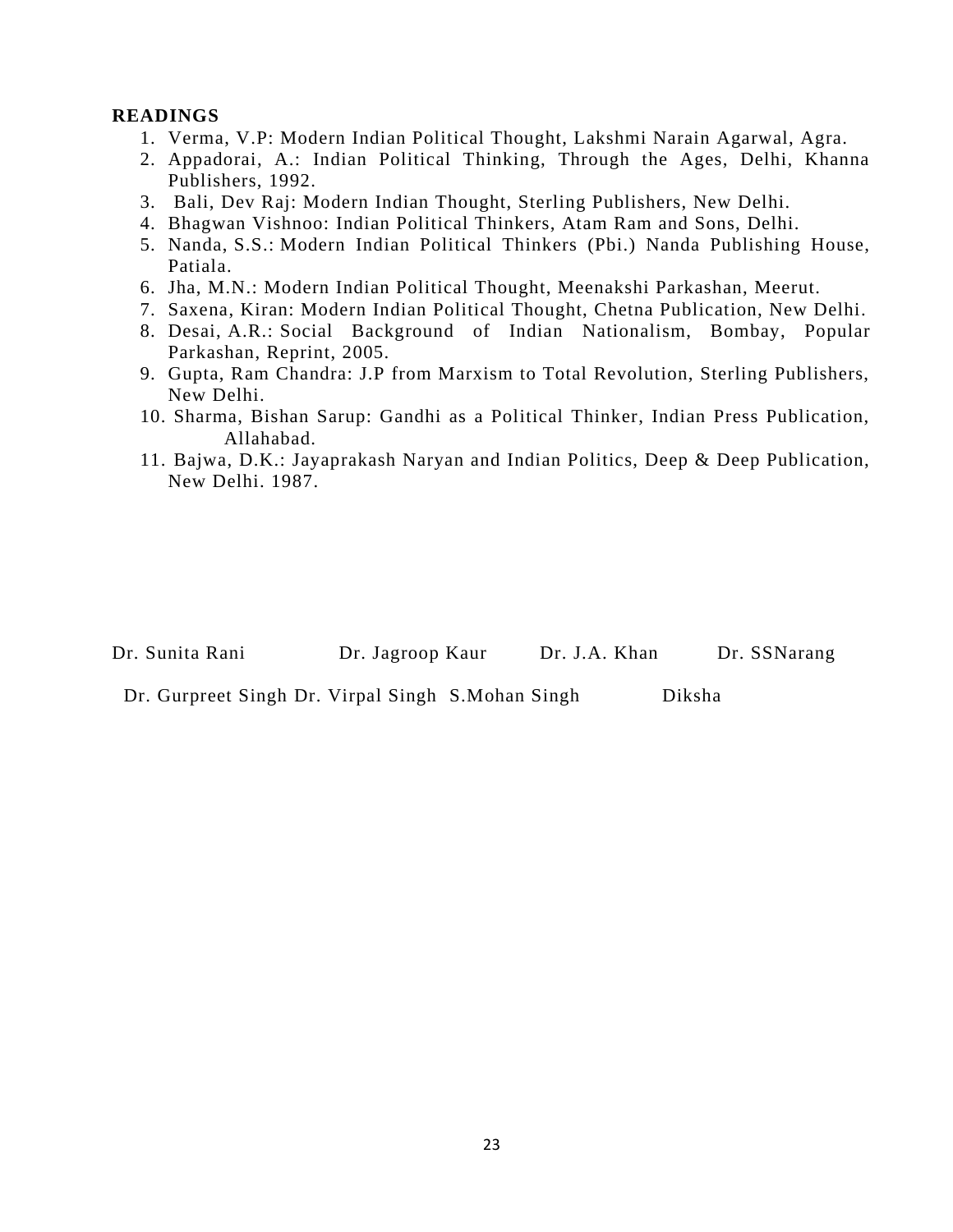**READINGS**

1. Verma, V.P: Modern Indian Political Thought, Lakshmi Narain Agarwal, Agra.
2. Appadorai, A.: Indian Political Thinking, Through the Ages, Delhi, Khanna Publishers, 1992.
3. Bali, Dev Raj: Modern Indian Thought, Sterling Publishers, New Delhi.
4. Bhagwan Vishnoo: Indian Political Thinkers, Atam Ram and Sons, Delhi.
5. Nanda, S.S.: Modern Indian Political Thinkers (Pbi.) Nanda Publishing House, Patiala.
6. Jha, M.N.: Modern Indian Political Thought, Meenakshi Parkashan, Meerut.
7. Saxena, Kiran: Modern Indian Political Thought, Chetna Publication, New Delhi.
8. Desai, A.R.: Social Background of Indian Nationalism, Bombay, Popular Parkashan, Reprint, 2005.
9. Gupta, Ram Chandra: J.P from Marxism to Total Revolution, Sterling Publishers, New Delhi.
10. Sharma, Bishan Sarup: Gandhi as a Political Thinker, Indian Press Publication, Allahabad.
11. Bajwa, D.K.: Jayaprakash Naryan and Indian Politics, Deep & Deep Publication, New Delhi. 1987.

Dr. Sunita Rani Dr. Jagroop Kaur Dr. J.A. Khan Dr. SSNarang

Dr. Gurpreet Singh Dr. Virpal Singh S.Mohan Singh Diksha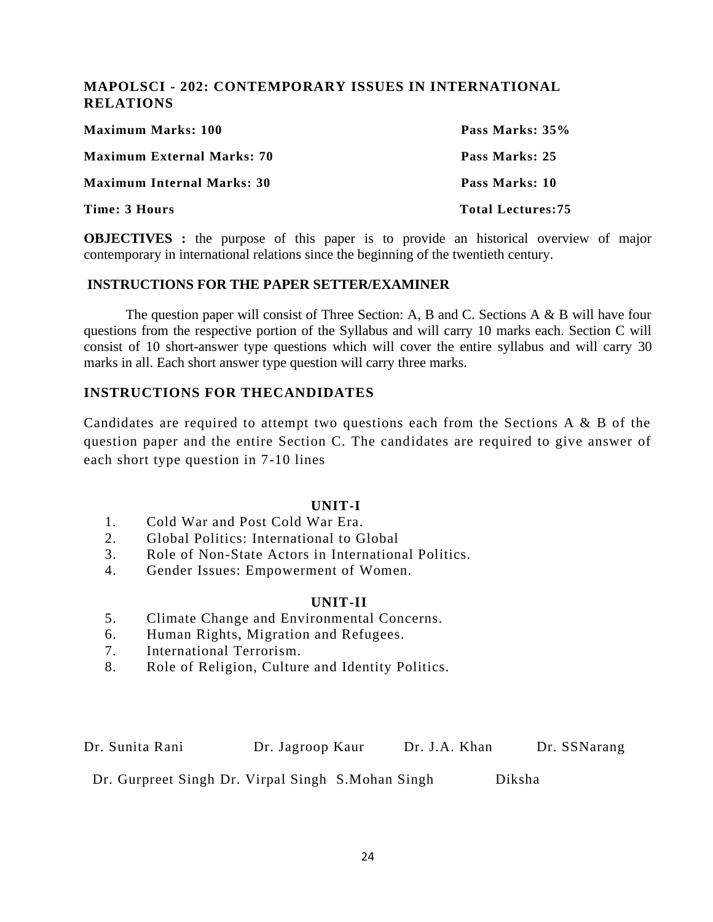## MAPOLSCI - 202: CONTEMPORARY ISSUES IN INTERNATIONAL RELATIONS

| | |
|---|---|
| **Maximum Marks: 100** | **Pass Marks: 35%** |
| **Maximum External Marks: 70** | **Pass Marks: 25** |
| **Maximum Internal Marks: 30** | **Pass Marks: 10** |
| **Time: 3 Hours** | **Total Lectures:75** |

**OBJECTIVES :** the purpose of this paper is to provide an historical overview of major contemporary in international relations since the beginning of the twentieth century.

### INSTRUCTIONS FOR THE PAPER SETTER/EXAMINER

The question paper will consist of Three Section: A, B and C. Sections A & B will have four questions from the respective portion of the Syllabus and will carry 10 marks each. Section C will consist of 10 short-answer type questions which will cover the entire syllabus and will carry 30 marks in all. Each short answer type question will carry three marks.

### INSTRUCTIONS FOR THECANDIDATES

Candidates are required to attempt two questions each from the Sections A & B of the question paper and the entire Section C. The candidates are required to give answer of each short type question in 7-10 lines

### UNIT-I

1. Cold War and Post Cold War Era.
2. Global Politics: International to Global
3. Role of Non-State Actors in International Politics.
4. Gender Issues: Empowerment of Women.

### UNIT-II

5. Climate Change and Environmental Concerns.
6. Human Rights, Migration and Refugees.
7. International Terrorism.
8. Role of Religion, Culture and Identity Politics.

Dr. Sunita Rani Dr. Jagroop Kaur Dr. J.A. Khan Dr. SSNarang

Dr. Gurpreet Singh Dr. Virpal Singh S.Mohan Singh Diksha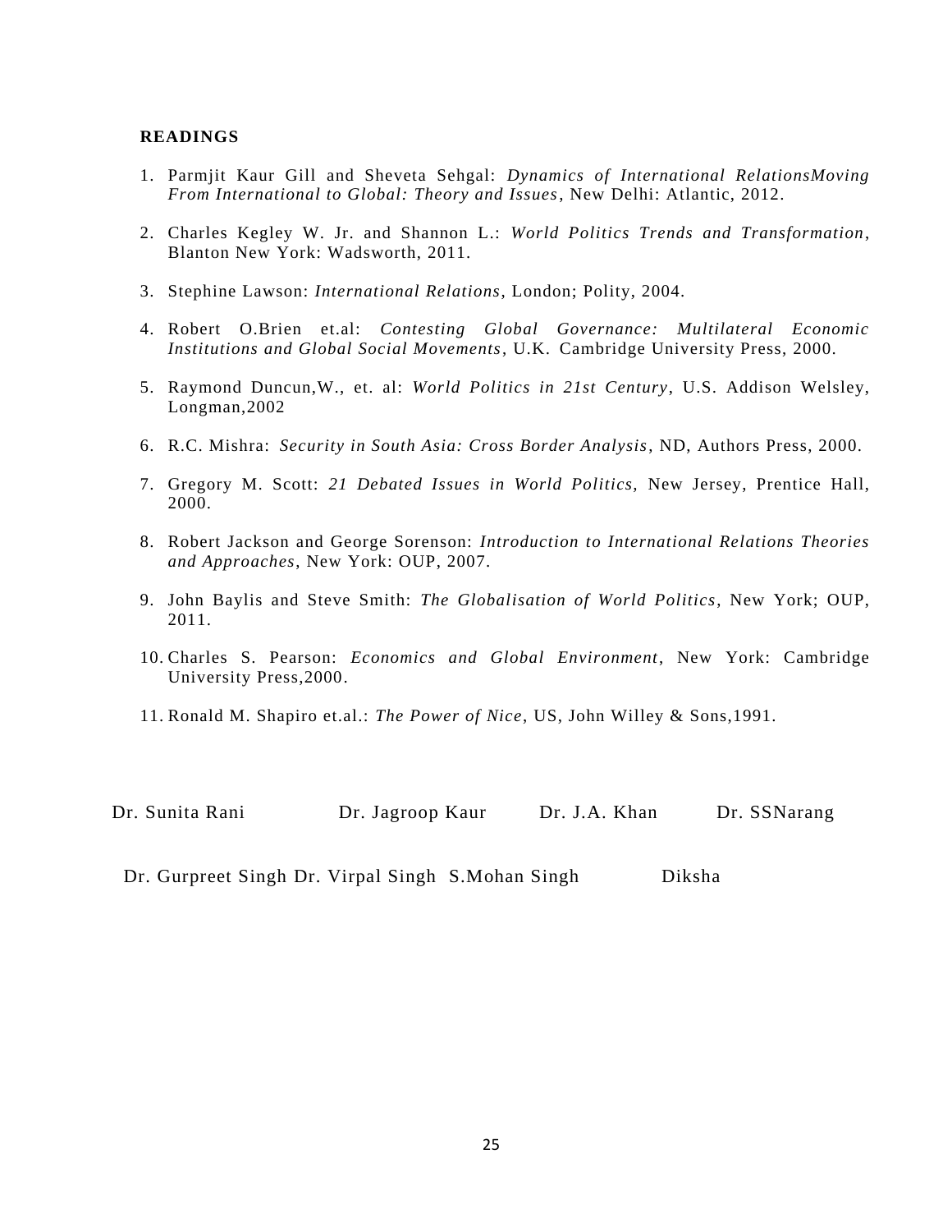**READINGS**

1. Parmjit Kaur Gill and Sheveta Sehgal: *Dynamics of International RelationsMoving From International to Global: Theory and Issues*, New Delhi: Atlantic, 2012.

2. Charles Kegley W. Jr. and Shannon L.: *World Politics Trends and Transformation*, Blanton New York: Wadsworth, 2011.

3. Stephine Lawson: *International Relations*, London; Polity, 2004.

4. Robert O.Brien et.al: *Contesting Global Governance: Multilateral Economic Institutions and Global Social Movements*, U.K. Cambridge University Press, 2000.

5. Raymond Duncun,W., et. al: *World Politics in 21st Century*, U.S. Addison Welsley, Longman,2002

6. R.C. Mishra: *Security in South Asia: Cross Border Analysis*, ND, Authors Press, 2000.

7. Gregory M. Scott: *21 Debated Issues in World Politics,* New Jersey, Prentice Hall, 2000.

8. Robert Jackson and George Sorenson: *Introduction to International Relations Theories and Approaches*, New York: OUP, 2007.

9. John Baylis and Steve Smith: *The Globalisation of World Politics*, New York; OUP, 2011.

10. Charles S. Pearson: *Economics and Global Environment*, New York: Cambridge University Press,2000.

11. Ronald M. Shapiro et.al.: *The Power of Nice*, US, John Willey & Sons,1991.

Dr. Sunita Rani Dr. Jagroop Kaur Dr. J.A. Khan Dr. SSNarang

Dr. Gurpreet Singh Dr. Virpal Singh S.Mohan Singh Diksha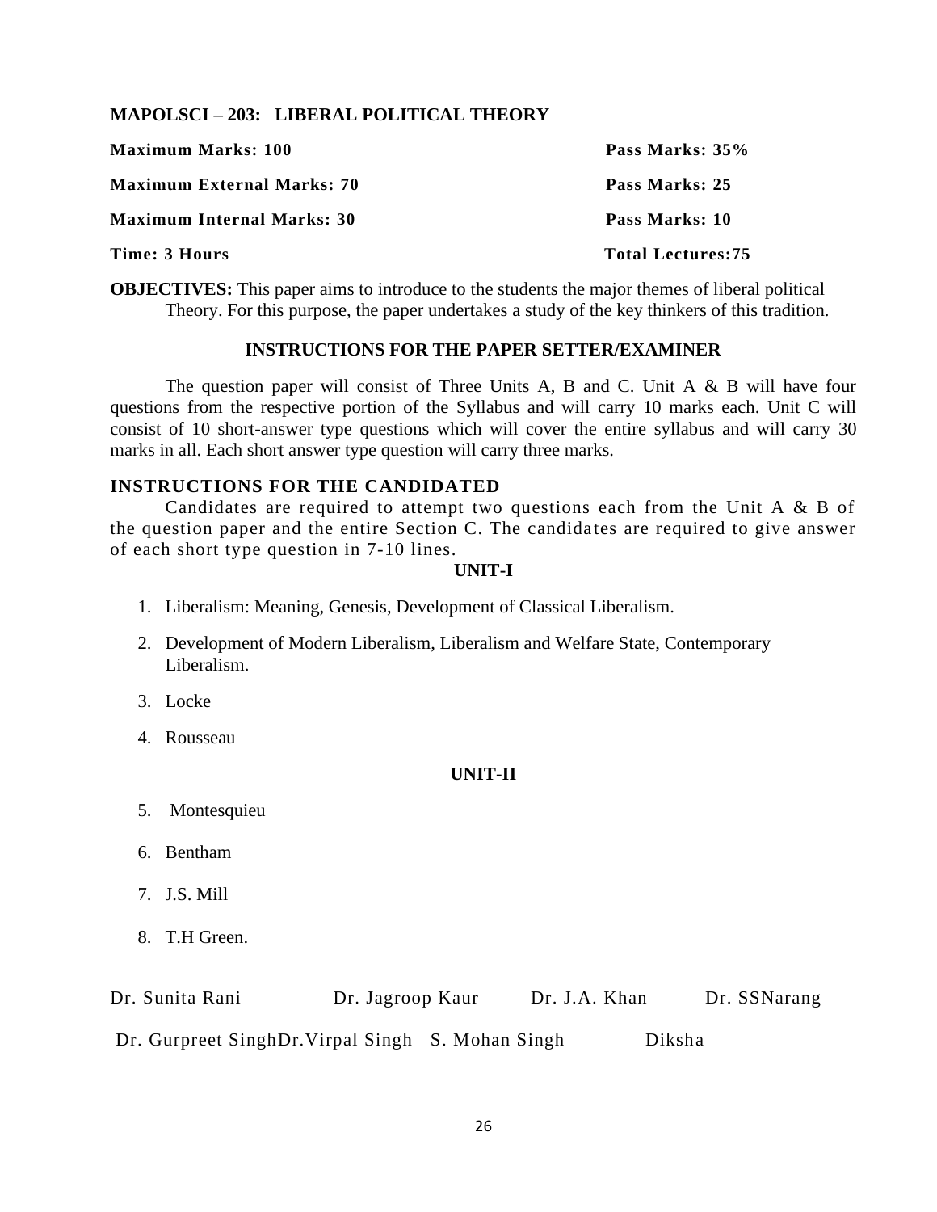## MAPOLSCI – 203: LIBERAL POLITICAL THEORY

| | |
|---|---|
| **Maximum Marks: 100** | **Pass Marks: 35%** |
| **Maximum External Marks: 70** | **Pass Marks: 25** |
| **Maximum Internal Marks: 30** | **Pass Marks: 10** |
| **Time: 3 Hours** | **Total Lectures:75** |

**OBJECTIVES:** This paper aims to introduce to the students the major themes of liberal political Theory. For this purpose, the paper undertakes a study of the key thinkers of this tradition.

### INSTRUCTIONS FOR THE PAPER SETTER/EXAMINER

The question paper will consist of Three Units A, B and C. Unit A & B will have four questions from the respective portion of the Syllabus and will carry 10 marks each. Unit C will consist of 10 short-answer type questions which will cover the entire syllabus and will carry 30 marks in all. Each short answer type question will carry three marks.

### INSTRUCTIONS FOR THE CANDIDATED

Candidates are required to attempt two questions each from the Unit A & B of the question paper and the entire Section C. The candidates are required to give answer of each short type question in 7-10 lines.

### UNIT-I

1. Liberalism: Meaning, Genesis, Development of Classical Liberalism.
2. Development of Modern Liberalism, Liberalism and Welfare State, Contemporary Liberalism.
3. Locke
4. Rousseau

### UNIT-II

5. Montesquieu
6. Bentham
7. J.S. Mill
8. T.H Green.

Dr. Sunita Rani Dr. Jagroop Kaur Dr. J.A. Khan Dr. SSNarang

Dr. Gurpreet SinghDr.Virpal Singh S. Mohan Singh Diksha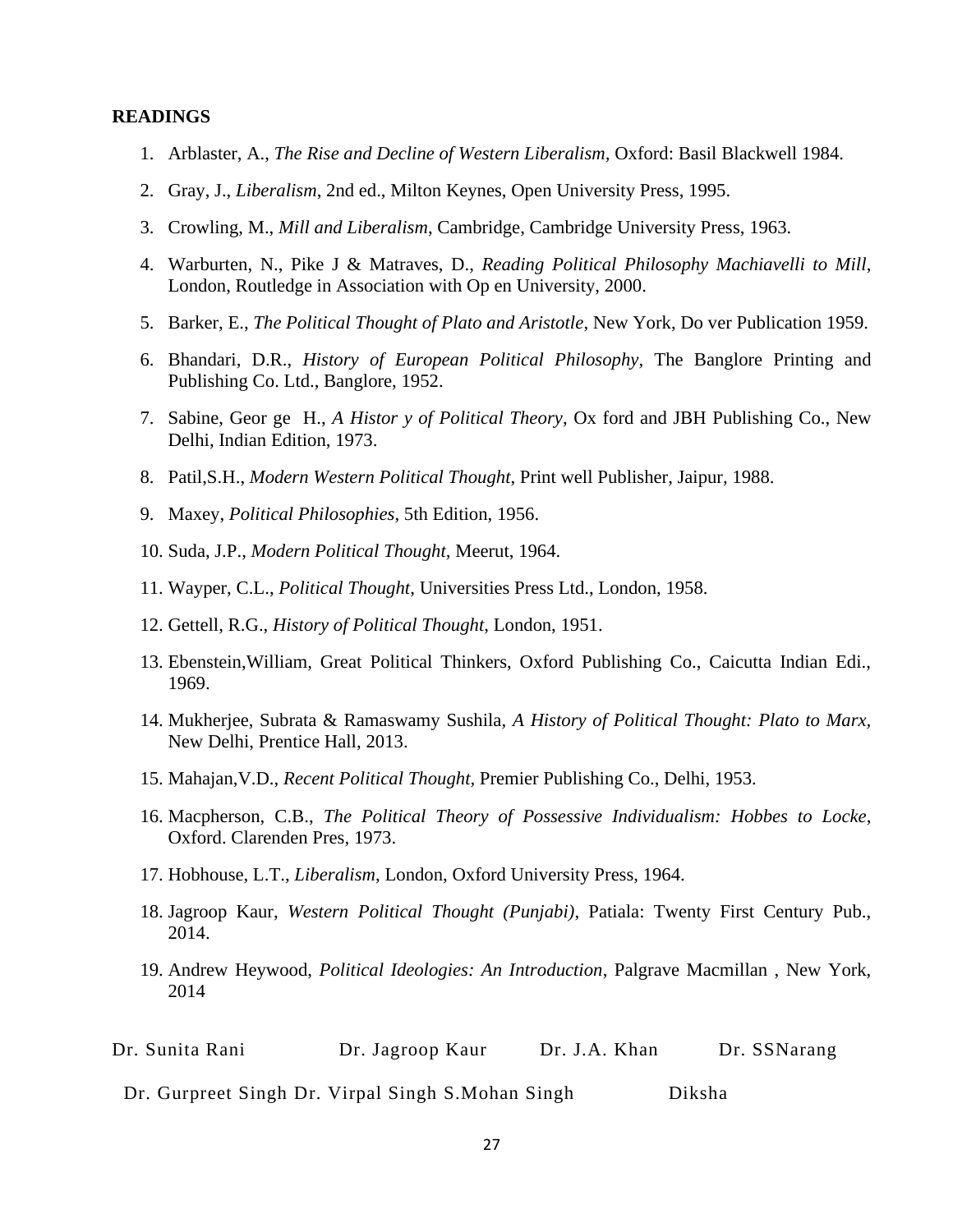**READINGS**

1. Arblaster, A., *The Rise and Decline of Western Liberalism,* Oxford: Basil Blackwell 1984.
2. Gray, J., *Liberalism*, 2nd ed., Milton Keynes, Open University Press, 1995.
3. Crowling, M., *Mill and Liberalism*, Cambridge, Cambridge University Press, 1963.
4. Warburten, N., Pike J & Matraves, D., *Reading Political Philosophy Machiavelli to Mill*, London, Routledge in Association with Op en University, 2000.
5. Barker, E., *The Political Thought of Plato and Aristotle*, New York, Do ver Publication 1959.
6. Bhandari, D.R., *History of European Political Philosophy,* The Banglore Printing and Publishing Co. Ltd., Banglore, 1952.
7. Sabine, Geor ge H., *A Histor y of Political Theory*, Ox ford and JBH Publishing Co., New Delhi, Indian Edition, 1973.
8. Patil,S.H., *Modern Western Political Thought*, Print well Publisher, Jaipur, 1988.
9. Maxey, *Political Philosophies*, 5th Edition, 1956.
10. Suda, J.P., *Modern Political Thought*, Meerut, 1964.
11. Wayper, C.L., *Political Thought*, Universities Press Ltd., London, 1958.
12. Gettell, R.G., *History of Political Thought*, London, 1951.
13. Ebenstein,William, Great Political Thinkers, Oxford Publishing Co., Caicutta Indian Edi., 1969.
14. Mukherjee, Subrata & Ramaswamy Sushila, *A History of Political Thought: Plato to Marx,* New Delhi, Prentice Hall, 2013.
15. Mahajan,V.D., *Recent Political Thought*, Premier Publishing Co., Delhi, 1953.
16. Macpherson, C.B., *The Political Theory of Possessive Individualism: Hobbes to Locke*, Oxford. Clarenden Pres, 1973.
17. Hobhouse, L.T., *Liberalism*, London, Oxford University Press, 1964.
18. Jagroop Kaur, *Western Political Thought (Punjabi)*, Patiala: Twenty First Century Pub., 2014.
19. Andrew Heywood, *Political Ideologies: An Introduction*, Palgrave Macmillan , New York, 2014

Dr. Sunita Rani Dr. Jagroop Kaur Dr. J.A. Khan Dr. SSNarang

Dr. Gurpreet Singh Dr. Virpal Singh S.Mohan Singh Diksha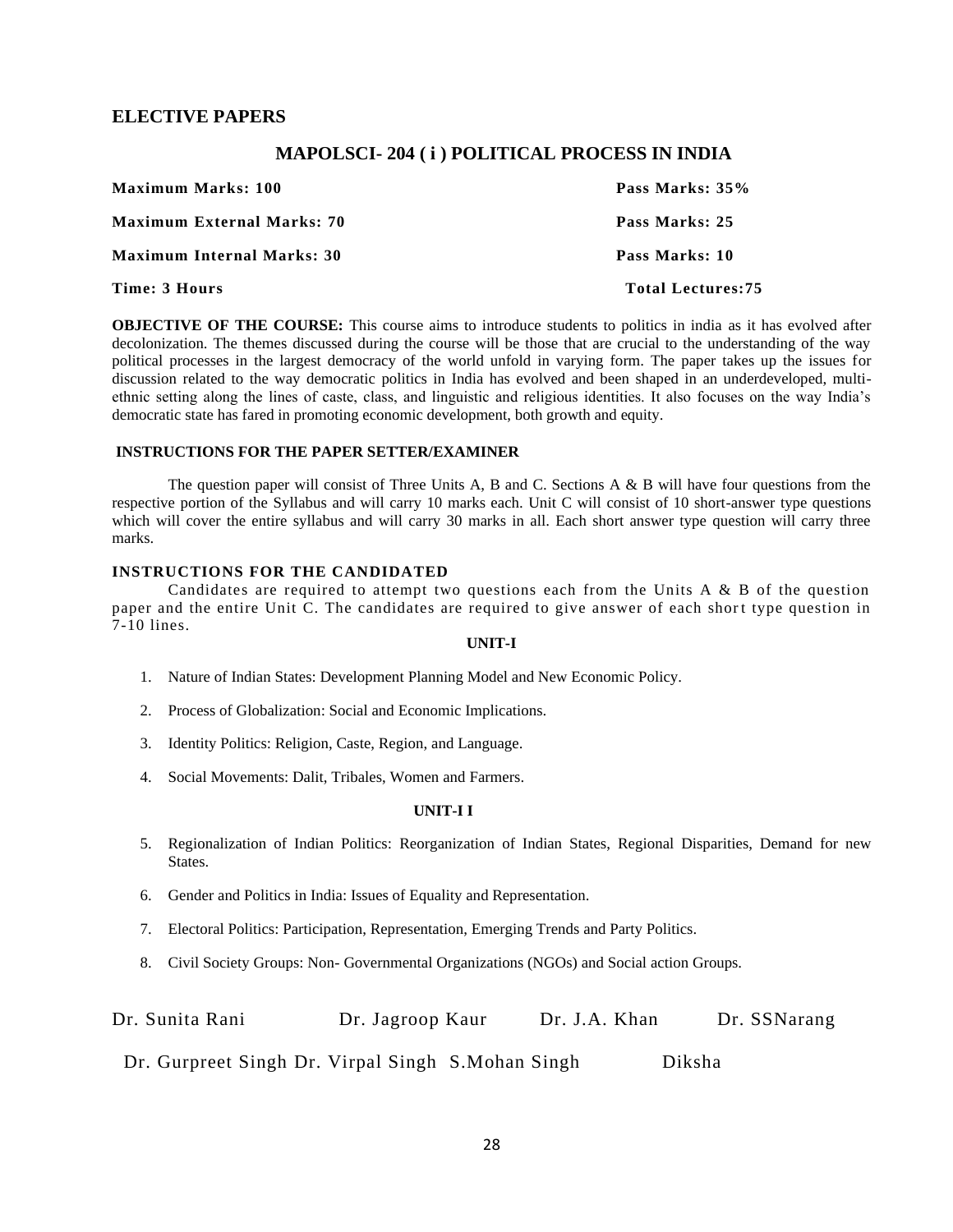## ELECTIVE PAPERS

### MAPOLSCI- 204 ( i ) POLITICAL PROCESS IN INDIA

| | |
|---|---|
| **Maximum Marks: 100** | **Pass Marks: 35%** |
| **Maximum External Marks: 70** | **Pass Marks: 25** |
| **Maximum Internal Marks: 30** | **Pass Marks: 10** |
| **Time: 3 Hours** | **Total Lectures:75** |

**OBJECTIVE OF THE COURSE:** This course aims to introduce students to politics in india as it has evolved after decolonization. The themes discussed during the course will be those that are crucial to the understanding of the way political processes in the largest democracy of the world unfold in varying form. The paper takes up the issues for discussion related to the way democratic politics in India has evolved and been shaped in an underdeveloped, multi-ethnic setting along the lines of caste, class, and linguistic and religious identities. It also focuses on the way India's democratic state has fared in promoting economic development, both growth and equity.

**INSTRUCTIONS FOR THE PAPER SETTER/EXAMINER**

The question paper will consist of Three Units A, B and C. Sections A & B will have four questions from the respective portion of the Syllabus and will carry 10 marks each. Unit C will consist of 10 short-answer type questions which will cover the entire syllabus and will carry 30 marks in all. Each short answer type question will carry three marks.

**INSTRUCTIONS FOR THE CANDIDATED**

Candidates are required to attempt two questions each from the Units A & B of the question paper and the entire Unit C. The candidates are required to give answer of each short type question in 7-10 lines.

**UNIT-I**

1. Nature of Indian States: Development Planning Model and New Economic Policy.
2. Process of Globalization: Social and Economic Implications.
3. Identity Politics: Religion, Caste, Region, and Language.
4. Social Movements: Dalit, Tribales, Women and Farmers.

**UNIT-I I**

5. Regionalization of Indian Politics: Reorganization of Indian States, Regional Disparities, Demand for new States.
6. Gender and Politics in India: Issues of Equality and Representation.
7. Electoral Politics: Participation, Representation, Emerging Trends and Party Politics.
8. Civil Society Groups: Non- Governmental Organizations (NGOs) and Social action Groups.

Dr. Sunita Rani  Dr. Jagroop Kaur  Dr. J.A. Khan  Dr. SSNarang

Dr. Gurpreet Singh Dr. Virpal Singh S.Mohan Singh  Diksha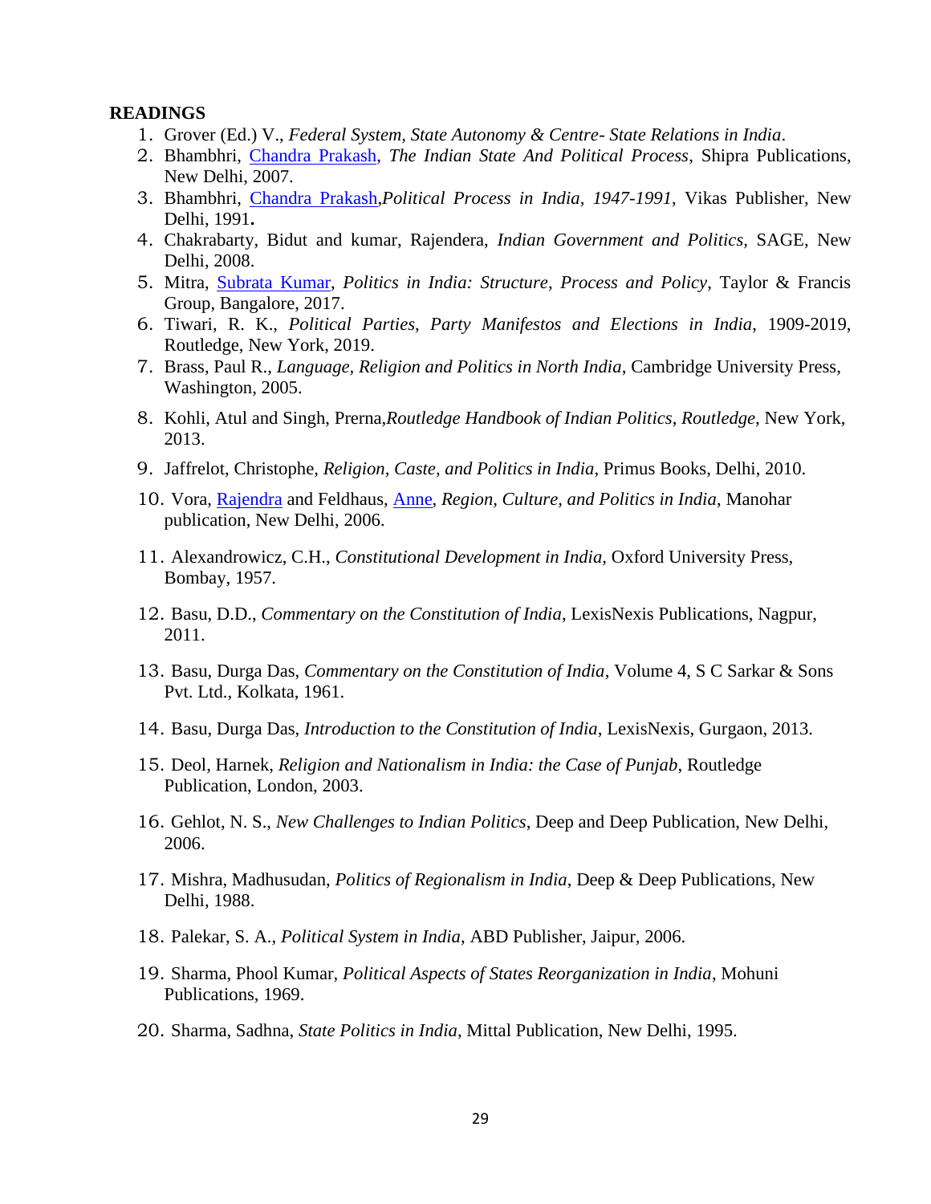**READINGS**

1. Grover (Ed.) V., *Federal System, State Autonomy & Centre- State Relations in India*.
2. Bhambhri, Chandra Prakash, *The Indian State And Political Process*, Shipra Publications, New Delhi, 2007.
3. Bhambhri, Chandra Prakash,*Political Process in India, 1947-1991*, Vikas Publisher, New Delhi, 1991**.**
4. Chakrabarty, Bidut and kumar, Rajendera, *Indian Government and Politics*, SAGE, New Delhi, 2008.
5. Mitra, Subrata Kumar, *Politics in India: Structure, Process and Policy*, Taylor & Francis Group, Bangalore, 2017.
6. Tiwari, R. K., *Political Parties, Party Manifestos and Elections in India*, 1909-2019, Routledge, New York, 2019.
7. Brass, Paul R., *Language, Religion and Politics in North India*, Cambridge University Press, Washington, 2005.
8. Kohli, Atul and Singh, Prerna,*Routledge Handbook of Indian Politics*, *Routledge*, New York, 2013.
9. Jaffrelot, Christophe, *Religion, Caste, and Politics in India*, Primus Books, Delhi, 2010.
10. Vora, Rajendra and Feldhaus, Anne, *Region, Culture, and Politics in India*, Manohar publication, New Delhi, 2006.
11. Alexandrowicz, C.H., *Constitutional Development in India*, Oxford University Press, Bombay, 1957.
12. Basu, D.D., *Commentary on the Constitution of India*, LexisNexis Publications, Nagpur, 2011.
13. Basu, Durga Das, *Commentary on the Constitution of India*, Volume 4, S C Sarkar & Sons Pvt. Ltd., Kolkata, 1961.
14. Basu, Durga Das, *Introduction to the Constitution of India*, LexisNexis, Gurgaon, 2013.
15. Deol, Harnek, *Religion and Nationalism in India: the Case of Punjab*, Routledge Publication, London, 2003.
16. Gehlot, N. S., *New Challenges to Indian Politics*, Deep and Deep Publication, New Delhi, 2006.
17. Mishra, Madhusudan, *Politics of Regionalism in India*, Deep & Deep Publications, New Delhi, 1988.
18. Palekar, S. A., *Political System in India*, ABD Publisher, Jaipur, 2006.
19. Sharma, Phool Kumar, *Political Aspects of States Reorganization in India*, Mohuni Publications, 1969.
20. Sharma, Sadhna, *State Politics in India*, Mittal Publication, New Delhi, 1995.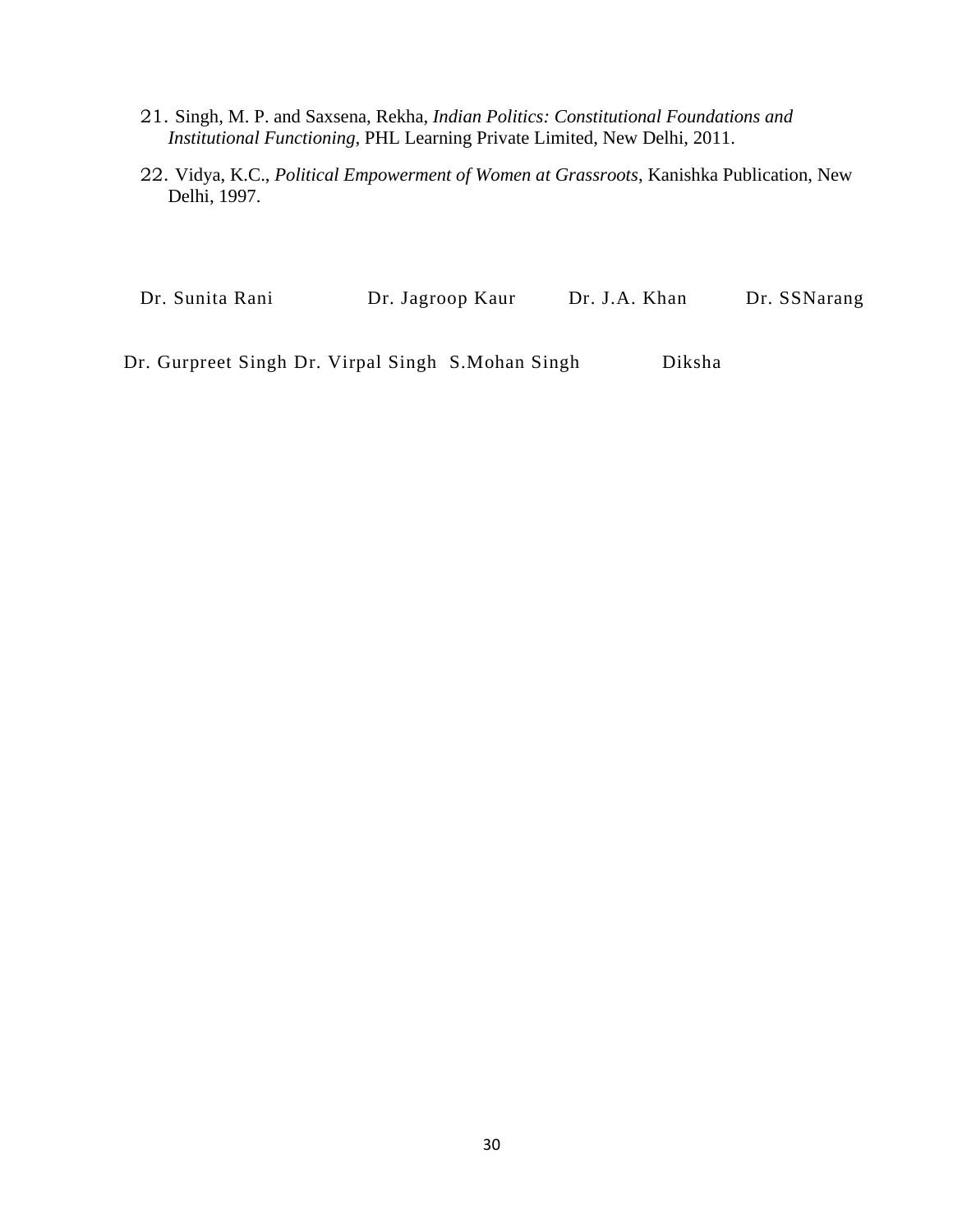21. Singh, M. P. and Saxsena, Rekha, *Indian Politics: Constitutional Foundations and Institutional Functioning*, PHL Learning Private Limited, New Delhi, 2011.

22. Vidya, K.C., *Political Empowerment of Women at Grassroots*, Kanishka Publication, New Delhi, 1997.

Dr. Sunita Rani Dr. Jagroop Kaur Dr. J.A. Khan Dr. SSNarang

Dr. Gurpreet Singh Dr. Virpal Singh S.Mohan Singh Diksha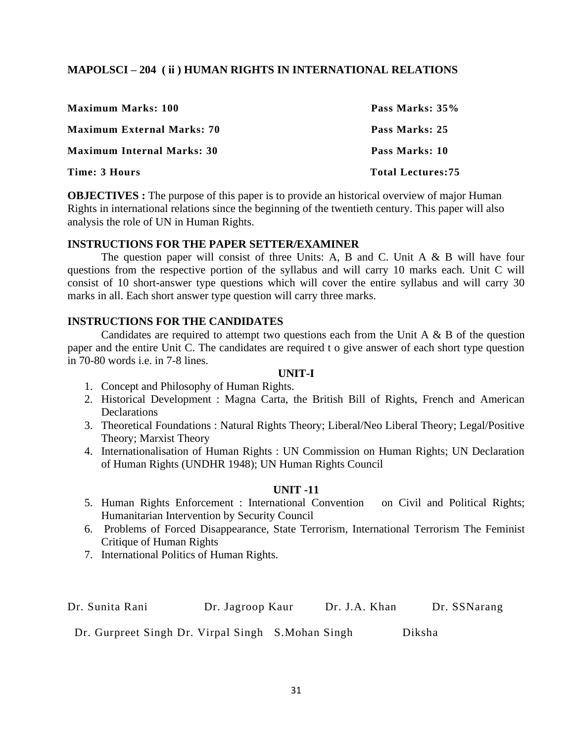## MAPOLSCI – 204 ( ii ) HUMAN RIGHTS IN INTERNATIONAL RELATIONS

| | |
|---|---|
| **Maximum Marks: 100** | **Pass Marks: 35%** |
| **Maximum External Marks: 70** | **Pass Marks: 25** |
| **Maximum Internal Marks: 30** | **Pass Marks: 10** |
| **Time: 3 Hours** | **Total Lectures:75** |

**OBJECTIVES :** The purpose of this paper is to provide an historical overview of major Human Rights in international relations since the beginning of the twentieth century. This paper will also analysis the role of UN in Human Rights.

### INSTRUCTIONS FOR THE PAPER SETTER/EXAMINER

The question paper will consist of three Units: A, B and C. Unit A & B will have four questions from the respective portion of the syllabus and will carry 10 marks each. Unit C will consist of 10 short-answer type questions which will cover the entire syllabus and will carry 30 marks in all. Each short answer type question will carry three marks.

### INSTRUCTIONS FOR THE CANDIDATES

Candidates are required to attempt two questions each from the Unit A & B of the question paper and the entire Unit C. The candidates are required t o give answer of each short type question in 70-80 words i.e. in 7-8 lines.

### UNIT-I

1. Concept and Philosophy of Human Rights.
2. Historical Development : Magna Carta, the British Bill of Rights, French and American Declarations
3. Theoretical Foundations : Natural Rights Theory; Liberal/Neo Liberal Theory; Legal/Positive Theory; Marxist Theory
4. Internationalisation of Human Rights : UN Commission on Human Rights; UN Declaration of Human Rights (UNDHR 1948); UN Human Rights Council

### UNIT -11

5. Human Rights Enforcement : International Convention on Civil and Political Rights; Humanitarian Intervention by Security Council
6. Problems of Forced Disappearance, State Terrorism, International Terrorism The Feminist Critique of Human Rights
7. International Politics of Human Rights.

Dr. Sunita Rani    Dr. Jagroop Kaur    Dr. J.A. Khan    Dr. SSNarang

Dr. Gurpreet Singh Dr. Virpal Singh  S.Mohan Singh    Diksha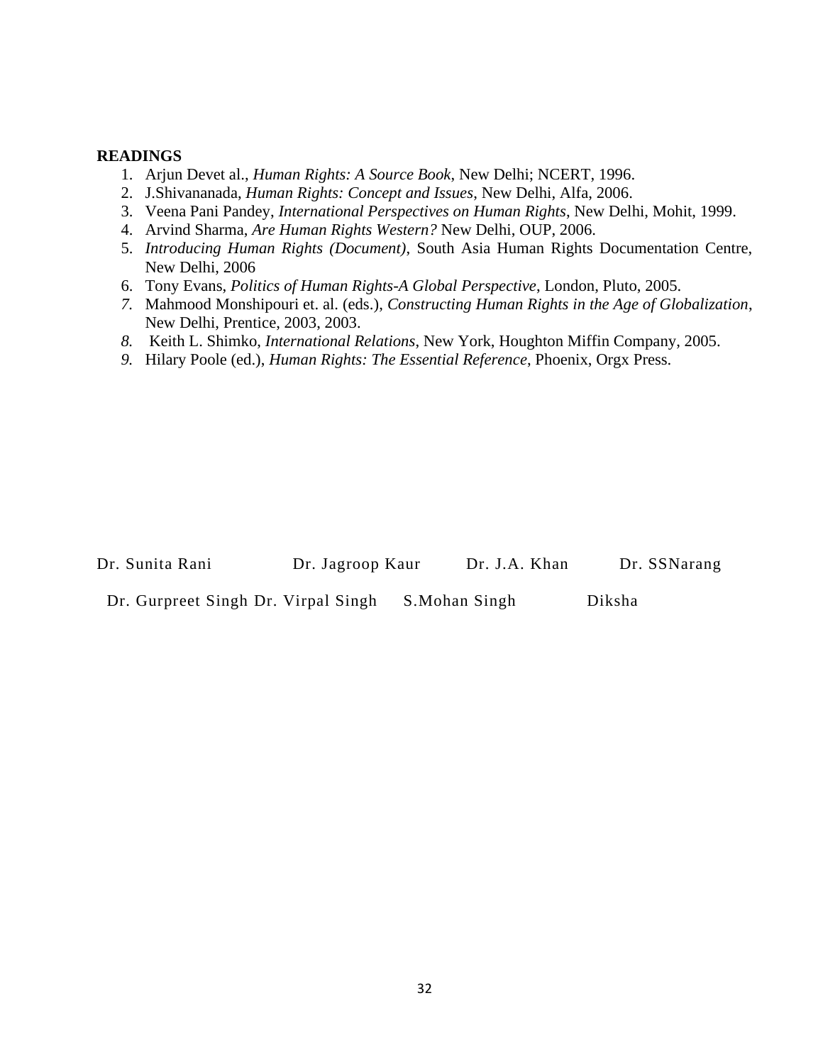**READINGS**

1. Arjun Devet al., *Human Rights: A Source Book*, New Delhi; NCERT, 1996.
2. J.Shivananada, *Human Rights: Concept and Issues*, New Delhi, Alfa, 2006.
3. Veena Pani Pandey, *International Perspectives on Human Rights*, New Delhi, Mohit, 1999.
4. Arvind Sharma, *Are Human Rights Western?* New Delhi, OUP, 2006.
5. *Introducing Human Rights (Document)*, South Asia Human Rights Documentation Centre, New Delhi, 2006
6. Tony Evans, *Politics of Human Rights-A Global Perspective*, London, Pluto, 2005.
7. Mahmood Monshipouri et. al. (eds.), *Constructing Human Rights in the Age of Globalization*, New Delhi, Prentice, 2003, 2003.
8. Keith L. Shimko, *International Relations*, New York, Houghton Miffin Company, 2005.
9. Hilary Poole (ed.), *Human Rights: The Essential Reference*, Phoenix, Orgx Press.

Dr. Sunita Rani Dr. Jagroop Kaur Dr. J.A. Khan Dr. SSNarang

Dr. Gurpreet Singh Dr. Virpal Singh S.Mohan Singh Diksha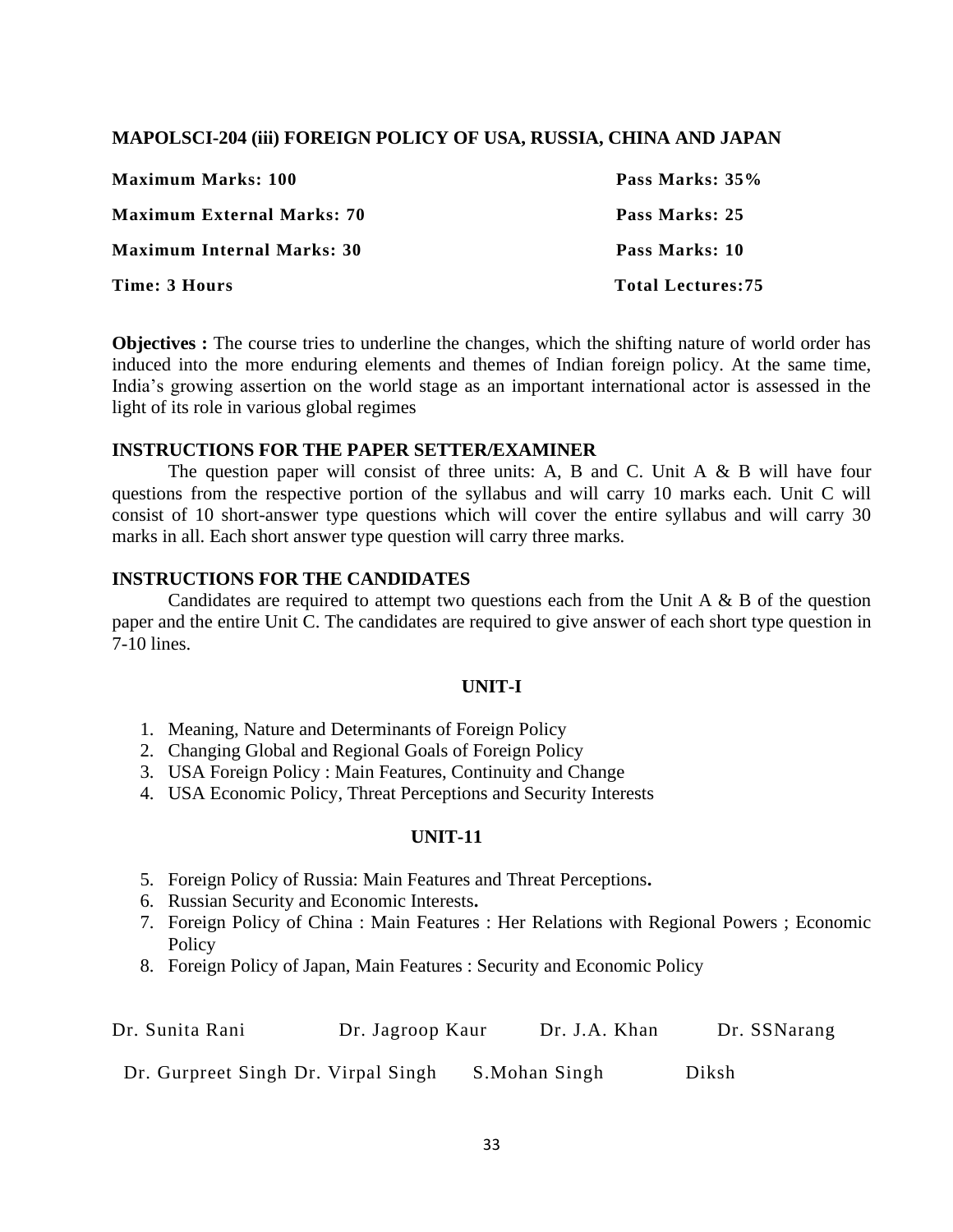## MAPOLSCI-204 (iii) FOREIGN POLICY OF USA, RUSSIA, CHINA AND JAPAN

| | |
|---|---|
| **Maximum Marks: 100** | **Pass Marks: 35%** |
| **Maximum External Marks: 70** | **Pass Marks: 25** |
| **Maximum Internal Marks: 30** | **Pass Marks: 10** |
| **Time: 3 Hours** | **Total Lectures:75** |

**Objectives :** The course tries to underline the changes, which the shifting nature of world order has induced into the more enduring elements and themes of Indian foreign policy. At the same time, India's growing assertion on the world stage as an important international actor is assessed in the light of its role in various global regimes

### INSTRUCTIONS FOR THE PAPER SETTER/EXAMINER

The question paper will consist of three units: A, B and C. Unit A & B will have four questions from the respective portion of the syllabus and will carry 10 marks each. Unit C will consist of 10 short-answer type questions which will cover the entire syllabus and will carry 30 marks in all. Each short answer type question will carry three marks.

### INSTRUCTIONS FOR THE CANDIDATES

Candidates are required to attempt two questions each from the Unit A & B of the question paper and the entire Unit C. The candidates are required to give answer of each short type question in 7-10 lines.

### UNIT-I

1. Meaning, Nature and Determinants of Foreign Policy
2. Changing Global and Regional Goals of Foreign Policy
3. USA Foreign Policy : Main Features, Continuity and Change
4. USA Economic Policy, Threat Perceptions and Security Interests

### UNIT-11

5. Foreign Policy of Russia: Main Features and Threat Perceptions**.**
6. Russian Security and Economic Interests**.**
7. Foreign Policy of China : Main Features : Her Relations with Regional Powers ; Economic Policy
8. Foreign Policy of Japan, Main Features : Security and Economic Policy

Dr. Sunita Rani &nbsp;&nbsp;&nbsp;&nbsp; Dr. Jagroop Kaur &nbsp;&nbsp;&nbsp;&nbsp; Dr. J.A. Khan &nbsp;&nbsp;&nbsp;&nbsp; Dr. SSNarang

Dr. Gurpreet Singh Dr. Virpal Singh &nbsp;&nbsp;&nbsp;&nbsp; S.Mohan Singh &nbsp;&nbsp;&nbsp;&nbsp; Diksh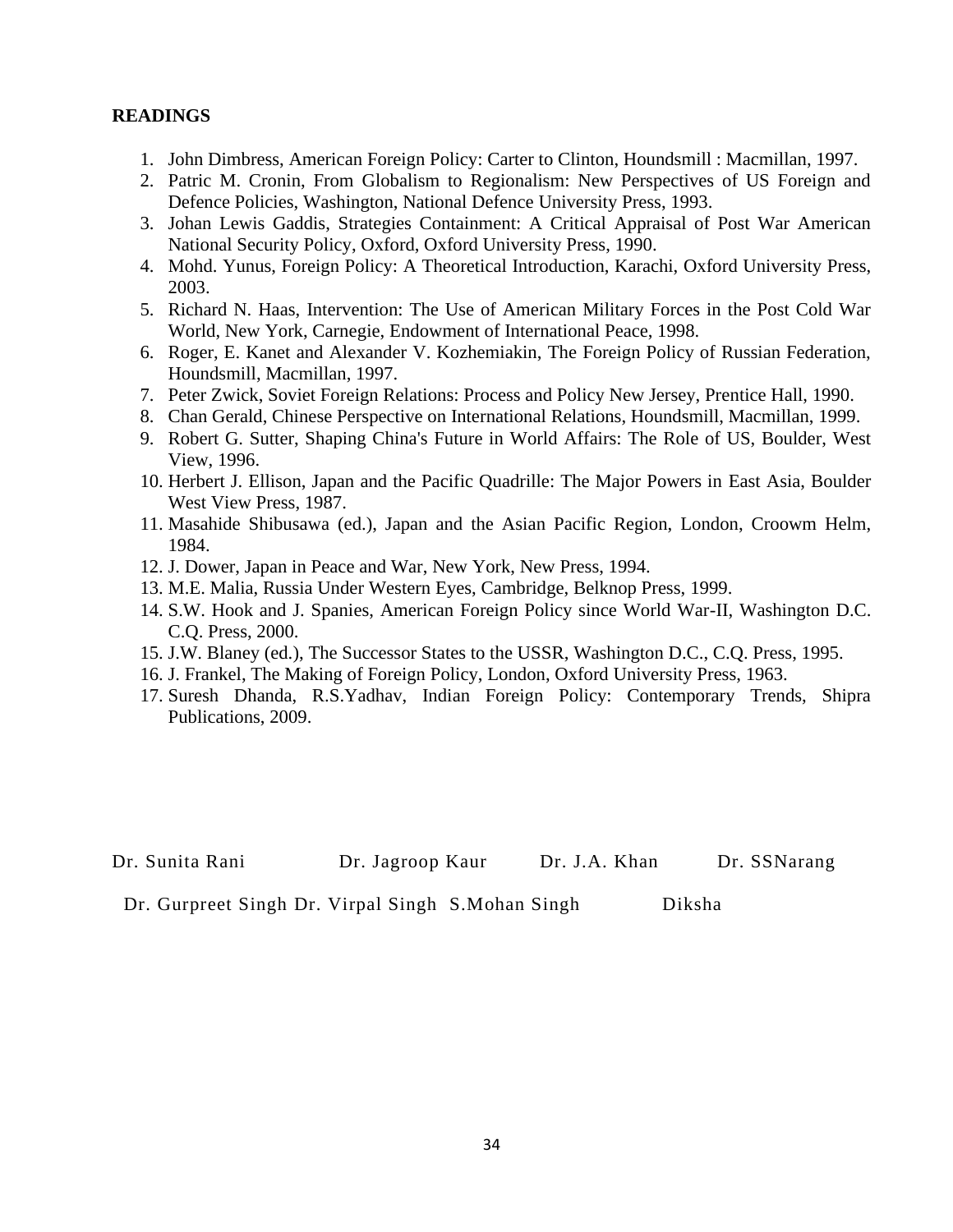**READINGS**

1. John Dimbress, American Foreign Policy: Carter to Clinton, Houndsmill : Macmillan, 1997.
2. Patric M. Cronin, From Globalism to Regionalism: New Perspectives of US Foreign and Defence Policies, Washington, National Defence University Press, 1993.
3. Johan Lewis Gaddis, Strategies Containment: A Critical Appraisal of Post War American National Security Policy, Oxford, Oxford University Press, 1990.
4. Mohd. Yunus, Foreign Policy: A Theoretical Introduction, Karachi, Oxford University Press, 2003.
5. Richard N. Haas, Intervention: The Use of American Military Forces in the Post Cold War World, New York, Carnegie, Endowment of International Peace, 1998.
6. Roger, E. Kanet and Alexander V. Kozhemiakin, The Foreign Policy of Russian Federation, Houndsmill, Macmillan, 1997.
7. Peter Zwick, Soviet Foreign Relations: Process and Policy New Jersey, Prentice Hall, 1990.
8. Chan Gerald, Chinese Perspective on International Relations, Houndsmill, Macmillan, 1999.
9. Robert G. Sutter, Shaping China's Future in World Affairs: The Role of US, Boulder, West View, 1996.
10. Herbert J. Ellison, Japan and the Pacific Quadrille: The Major Powers in East Asia, Boulder West View Press, 1987.
11. Masahide Shibusawa (ed.), Japan and the Asian Pacific Region, London, Croowm Helm, 1984.
12. J. Dower, Japan in Peace and War, New York, New Press, 1994.
13. M.E. Malia, Russia Under Western Eyes, Cambridge, Belknop Press, 1999.
14. S.W. Hook and J. Spanies, American Foreign Policy since World War-II, Washington D.C. C.Q. Press, 2000.
15. J.W. Blaney (ed.), The Successor States to the USSR, Washington D.C., C.Q. Press, 1995.
16. J. Frankel, The Making of Foreign Policy, London, Oxford University Press, 1963.
17. Suresh Dhanda, R.S.Yadhav, Indian Foreign Policy: Contemporary Trends, Shipra Publications, 2009.

Dr. Sunita Rani Dr. Jagroop Kaur Dr. J.A. Khan Dr. SSNarang

Dr. Gurpreet Singh Dr. Virpal Singh S.Mohan Singh Diksha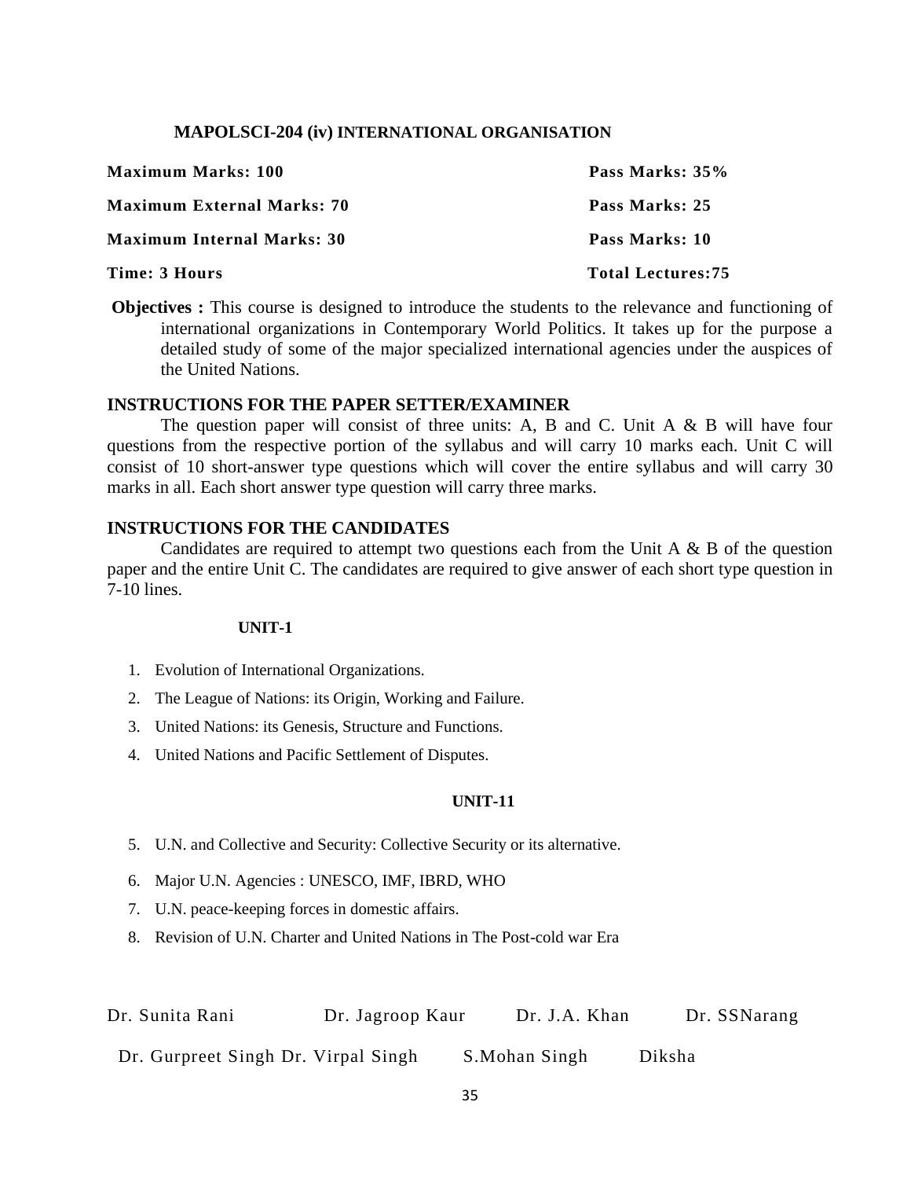## MAPOLSCI-204 (iv) INTERNATIONAL ORGANISATION

| | |
|---|---|
| **Maximum Marks: 100** | **Pass Marks: 35%** |
| **Maximum External Marks: 70** | **Pass Marks: 25** |
| **Maximum Internal Marks: 30** | **Pass Marks: 10** |
| **Time: 3 Hours** | **Total Lectures:75** |

**Objectives :** This course is designed to introduce the students to the relevance and functioning of international organizations in Contemporary World Politics. It takes up for the purpose a detailed study of some of the major specialized international agencies under the auspices of the United Nations.

### INSTRUCTIONS FOR THE PAPER SETTER/EXAMINER

The question paper will consist of three units: A, B and C. Unit A & B will have four questions from the respective portion of the syllabus and will carry 10 marks each. Unit C will consist of 10 short-answer type questions which will cover the entire syllabus and will carry 30 marks in all. Each short answer type question will carry three marks.

### INSTRUCTIONS FOR THE CANDIDATES

Candidates are required to attempt two questions each from the Unit A & B of the question paper and the entire Unit C. The candidates are required to give answer of each short type question in 7-10 lines.

### UNIT-1

1. Evolution of International Organizations.
2. The League of Nations: its Origin, Working and Failure.
3. United Nations: its Genesis, Structure and Functions.
4. United Nations and Pacific Settlement of Disputes.

### UNIT-11

5. U.N. and Collective and Security: Collective Security or its alternative.
6. Major U.N. Agencies : UNESCO, IMF, IBRD, WHO
7. U.N. peace-keeping forces in domestic affairs.
8. Revision of U.N. Charter and United Nations in The Post-cold war Era

Dr. Sunita Rani Dr. Jagroop Kaur Dr. J.A. Khan Dr. SSNarang

Dr. Gurpreet Singh Dr. Virpal Singh S.Mohan Singh Diksha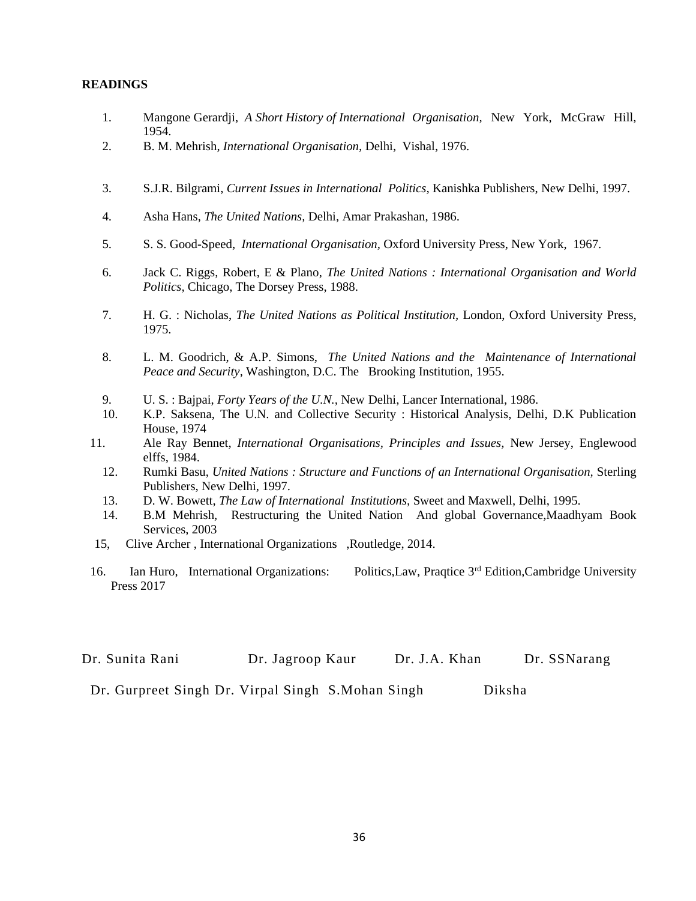**READINGS**

1. Mangone Gerardji, *A Short History of International Organisation,* New York, McGraw Hill, 1954.
2. B. M. Mehrish, *International Organisation,* Delhi, Vishal, 1976.
3. S.J.R. Bilgrami, *Current Issues in International Politics,* Kanishka Publishers, New Delhi, 1997.
4. Asha Hans, *The United Nations,* Delhi, Amar Prakashan, 1986.
5. S. S. Good-Speed, *International Organisation,* Oxford University Press, New York, 1967.
6. Jack C. Riggs, Robert, E & Plano, *The United Nations : International Organisation and World Politics,* Chicago, The Dorsey Press, 1988.
7. H. G. : Nicholas, *The United Nations as Political Institution,* London, Oxford University Press, 1975.
8. L. M. Goodrich, & A.P. Simons, *The United Nations and the Maintenance of International Peace and Security,* Washington, D.C. The Brooking Institution, 1955.
9. U. S. : Bajpai, *Forty Years of the U.N.,* New Delhi, Lancer International, 1986.
10. K.P. Saksena, The U.N. and Collective Security : Historical Analysis, Delhi, D.K Publication House, 1974
11. Ale Ray Bennet, *International Organisations, Principles and Issues,* New Jersey, Englewood elffs, 1984.
12. Rumki Basu, *United Nations : Structure and Functions of an International Organisation,* Sterling Publishers, New Delhi, 1997.
13. D. W. Bowett, *The Law of International Institutions,* Sweet and Maxwell, Delhi, 1995.
14. B.M Mehrish, Restructuring the United Nation And global Governance,Maadhyam Book Services, 2003
15. Clive Archer , International Organizations ,Routledge, 2014.
16. Ian Huro, International Organizations: Politics,Law, Praqtice 3rd Edition,Cambridge University Press 2017

Dr. Sunita Rani Dr. Jagroop Kaur Dr. J.A. Khan Dr. SSNarang

Dr. Gurpreet Singh Dr. Virpal Singh S.Mohan Singh Diksha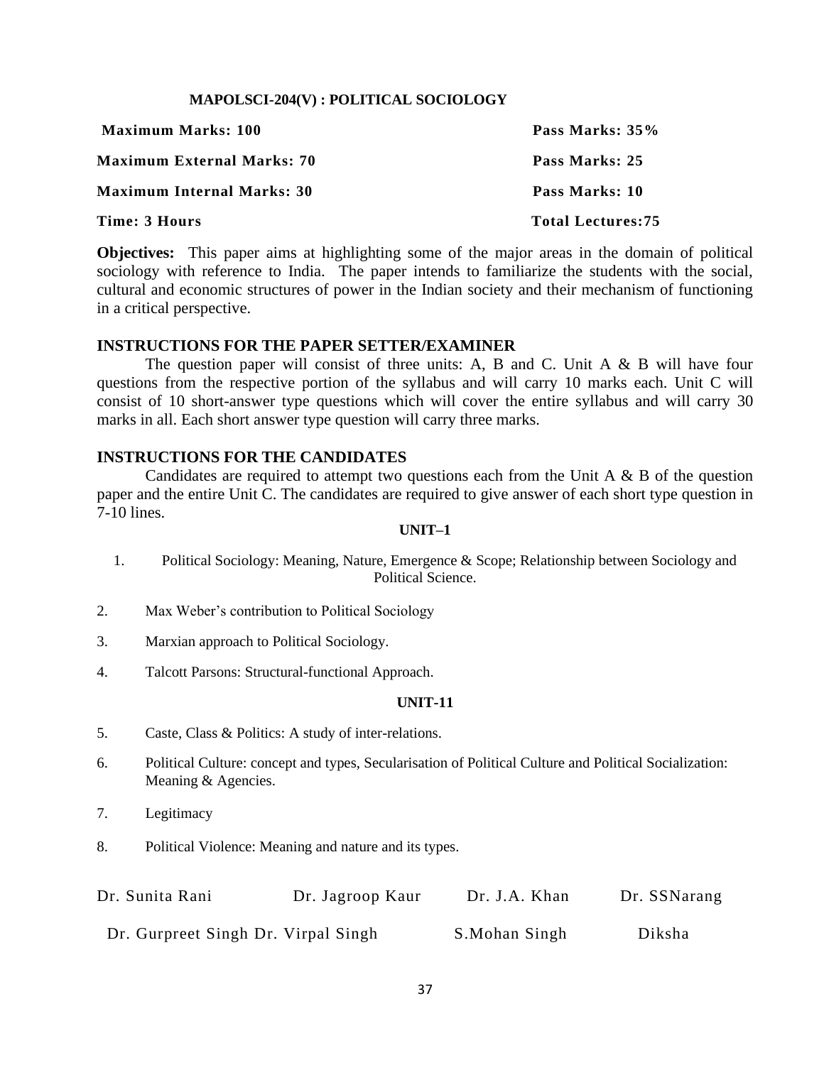### MAPOLSCI-204(V) : POLITICAL SOCIOLOGY

| | |
|---|---|
| **Maximum Marks: 100** | **Pass Marks: 35%** |
| **Maximum External Marks: 70** | **Pass Marks: 25** |
| **Maximum Internal Marks: 30** | **Pass Marks: 10** |
| **Time: 3 Hours** | **Total Lectures:75** |

**Objectives:** This paper aims at highlighting some of the major areas in the domain of political sociology with reference to India. The paper intends to familiarize the students with the social, cultural and economic structures of power in the Indian society and their mechanism of functioning in a critical perspective.

### INSTRUCTIONS FOR THE PAPER SETTER/EXAMINER

The question paper will consist of three units: A, B and C. Unit A & B will have four questions from the respective portion of the syllabus and will carry 10 marks each. Unit C will consist of 10 short-answer type questions which will cover the entire syllabus and will carry 30 marks in all. Each short answer type question will carry three marks.

### INSTRUCTIONS FOR THE CANDIDATES

Candidates are required to attempt two questions each from the Unit A & B of the question paper and the entire Unit C. The candidates are required to give answer of each short type question in 7-10 lines.

#### UNIT–1

1. Political Sociology: Meaning, Nature, Emergence & Scope; Relationship between Sociology and Political Science.
2. Max Weber's contribution to Political Sociology
3. Marxian approach to Political Sociology.
4. Talcott Parsons: Structural-functional Approach.

#### UNIT-11

5. Caste, Class & Politics: A study of inter-relations.
6. Political Culture: concept and types, Secularisation of Political Culture and Political Socialization: Meaning & Agencies.
7. Legitimacy
8. Political Violence: Meaning and nature and its types.

Dr. Sunita Rani    Dr. Jagroop Kaur    Dr. J.A. Khan    Dr. SSNarang

Dr. Gurpreet Singh Dr. Virpal Singh    S.Mohan Singh    Diksha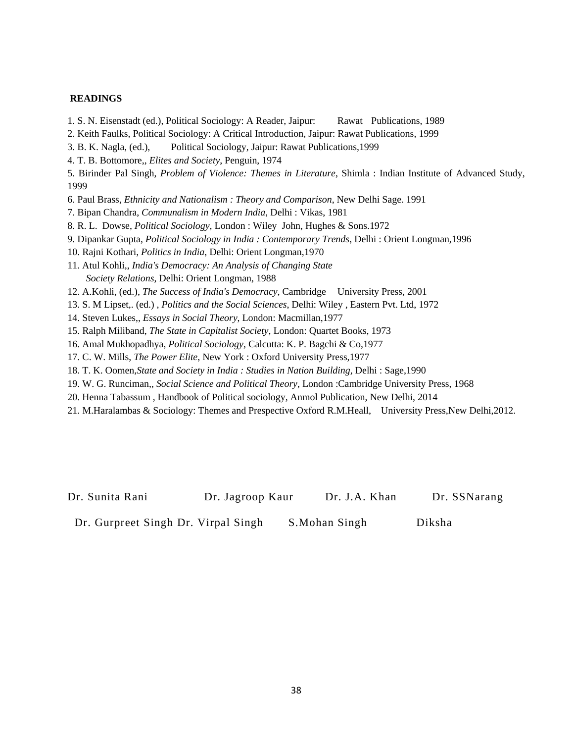**READINGS**

1. S. N. Eisenstadt (ed.), Political Sociology: A Reader, Jaipur: Rawat Publications, 1989
2. Keith Faulks, Political Sociology: A Critical Introduction, Jaipur: Rawat Publications, 1999
3. B. K. Nagla, (ed.), Political Sociology, Jaipur: Rawat Publications,1999
4. T. B. Bottomore,, *Elites and Society*, Penguin, 1974
5. Birinder Pal Singh, *Problem of Violence: Themes in Literature*, Shimla : Indian Institute of Advanced Study, 1999
6. Paul Brass, *Ethnicity and Nationalism : Theory and Comparison*, New Delhi Sage. 1991
7. Bipan Chandra, *Communalism in Modern India*, Delhi : Vikas, 1981
8. R. L. Dowse, *Political Sociology*, London : Wiley John, Hughes & Sons.1972
9. Dipankar Gupta, *Political Sociology in India : Contemporary Trends*, Delhi : Orient Longman,1996
10. Rajni Kothari, *Politics in India*, Delhi: Orient Longman,1970
11. Atul Kohli,, *India's Democracy: An Analysis of Changing State Society Relations*, Delhi: Orient Longman, 1988
12. A.Kohli, (ed.), *The Success of India's Democracy*, Cambridge University Press, 2001
13. S. M Lipset,. (ed.) , *Politics and the Social Sciences*, Delhi: Wiley , Eastern Pvt. Ltd, 1972
14. Steven Lukes,, *Essays in Social Theory*, London: Macmillan,1977
15. Ralph Miliband, *The State in Capitalist Society*, London: Quartet Books, 1973
16. Amal Mukhopadhya, *Political Sociology*, Calcutta: K. P. Bagchi & Co,1977
17. C. W. Mills, *The Power Elite*, New York : Oxford University Press,1977
18. T. K. Oomen,*State and Society in India : Studies in Nation Building*, Delhi : Sage,1990
19. W. G. Runciman,, *Social Science and Political Theory*, London :Cambridge University Press, 1968
20. Henna Tabassum , Handbook of Political sociology, Anmol Publication, New Delhi, 2014
21. M.Haralambas & Sociology: Themes and Prespective Oxford R.M.Heall, University Press,New Delhi,2012.

Dr. Sunita Rani Dr. Jagroop Kaur Dr. J.A. Khan Dr. SSNarang

Dr. Gurpreet Singh Dr. Virpal Singh S.Mohan Singh Diksha